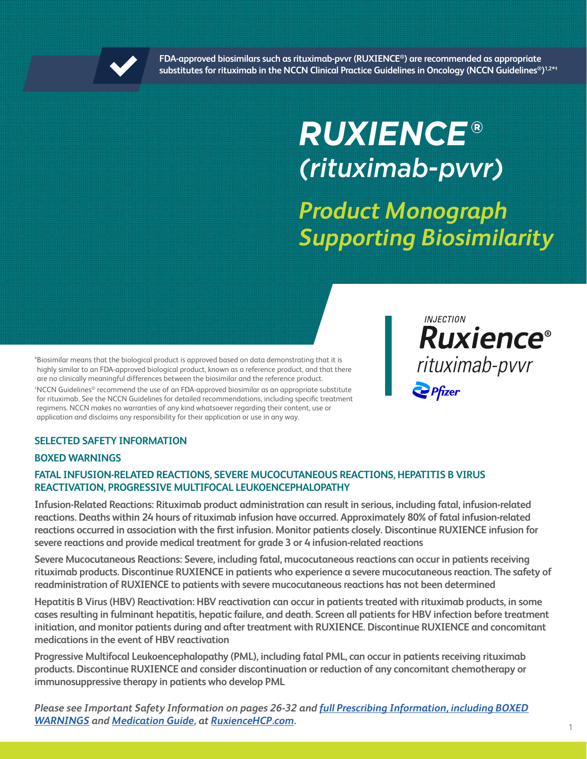FDA-approved biosimilars such as rituximab-pvvr (RUXIENCE®) are recommended as appropriate substitutes for rituximab in the NCCN Clinical Practice Guidelines in Oncology (NCCN Guidelines®)[1,2*†]

# RUXIENCE® *(rituximab-pvvr)*

## *Product Monograph Supporting Biosimilarity*

INJECTION
**Ruxience®**
*rituximab-pvvr*
Pfizer

*Biosimilar means that the biological product is approved based on data demonstrating that it is highly similar to an FDA-approved biological product, known as a reference product, and that there are no clinically meaningful differences between the biosimilar and the reference product.

†NCCN Guidelines® recommend the use of an FDA-approved biosimilar as an appropriate substitute for rituximab. See the NCCN Guidelines for detailed recommendations, including specific treatment regimens. NCCN makes no warranties of any kind whatsoever regarding their content, use or application and disclaims any responsibility for their application or use in any way.

### SELECTED SAFETY INFORMATION

### BOXED WARNINGS

### FATAL INFUSION-RELATED REACTIONS, SEVERE MUCOCUTANEOUS REACTIONS, HEPATITIS B VIRUS REACTIVATION, PROGRESSIVE MULTIFOCAL LEUKOENCEPHALOPATHY

**Infusion-Related Reactions: Rituximab product administration can result in serious, including fatal, infusion-related reactions. Deaths within 24 hours of rituximab infusion have occurred. Approximately 80% of fatal infusion-related reactions occurred in association with the first infusion. Monitor patients closely. Discontinue RUXIENCE infusion for severe reactions and provide medical treatment for grade 3 or 4 infusion-related reactions**

**Severe Mucocutaneous Reactions: Severe, including fatal, mucocutaneous reactions can occur in patients receiving rituximab products. Discontinue RUXIENCE in patients who experience a severe mucocutaneous reaction. The safety of readministration of RUXIENCE to patients with severe mucocutaneous reactions has not been determined**

**Hepatitis B Virus (HBV) Reactivation: HBV reactivation can occur in patients treated with rituximab products, in some cases resulting in fulminant hepatitis, hepatic failure, and death. Screen all patients for HBV infection before treatment initiation, and monitor patients during and after treatment with RUXIENCE. Discontinue RUXIENCE and concomitant medications in the event of HBV reactivation**

**Progressive Multifocal Leukoencephalopathy (PML), including fatal PML, can occur in patients receiving rituximab products. Discontinue RUXIENCE and consider discontinuation or reduction of any concomitant chemotherapy or immunosuppressive therapy in patients who develop PML**

***Please see Important Safety Information on pages 26-32 and full Prescribing Information, including BOXED WARNINGS and Medication Guide, at RuxienceHCP.com.***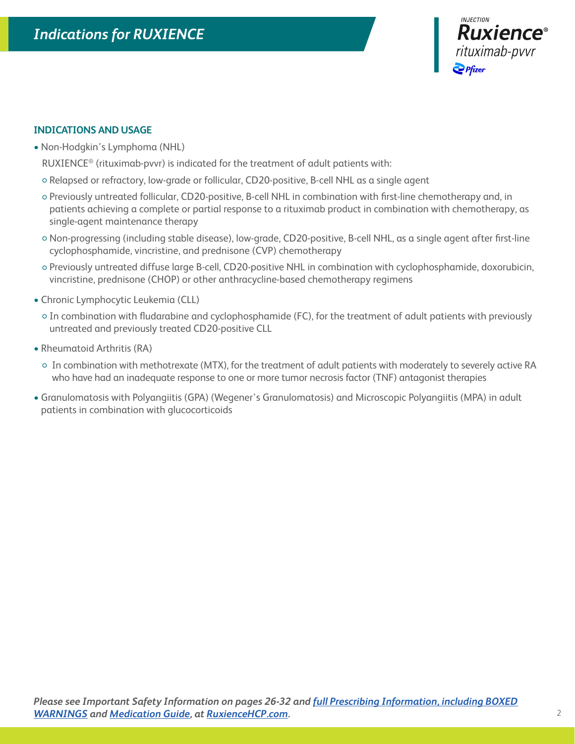# Indications for RUXIENCE

INJECTION
**Ruxience®**
*rituximab-pvvr*
Pfizer

## INDICATIONS AND USAGE

- Non-Hodgkin's Lymphoma (NHL)

  RUXIENCE® (rituximab-pvvr) is indicated for the treatment of adult patients with:

  - Relapsed or refractory, low-grade or follicular, CD20-positive, B-cell NHL as a single agent
  - Previously untreated follicular, CD20-positive, B-cell NHL in combination with first-line chemotherapy and, in patients achieving a complete or partial response to a rituximab product in combination with chemotherapy, as single-agent maintenance therapy
  - Non-progressing (including stable disease), low-grade, CD20-positive, B-cell NHL, as a single agent after first-line cyclophosphamide, vincristine, and prednisone (CVP) chemotherapy
  - Previously untreated diffuse large B-cell, CD20-positive NHL in combination with cyclophosphamide, doxorubicin, vincristine, prednisone (CHOP) or other anthracycline-based chemotherapy regimens
- Chronic Lymphocytic Leukemia (CLL)
  - In combination with fludarabine and cyclophosphamide (FC), for the treatment of adult patients with previously untreated and previously treated CD20-positive CLL
- Rheumatoid Arthritis (RA)
  - In combination with methotrexate (MTX), for the treatment of adult patients with moderately to severely active RA who have had an inadequate response to one or more tumor necrosis factor (TNF) antagonist therapies
- Granulomatosis with Polyangiitis (GPA) (Wegener's Granulomatosis) and Microscopic Polyangiitis (MPA) in adult patients in combination with glucocorticoids

***Please see Important Safety Information on pages 26-32 and [full Prescribing Information, including BOXED WARNINGS]() and [Medication Guide](), at [RuxienceHCP.com]().***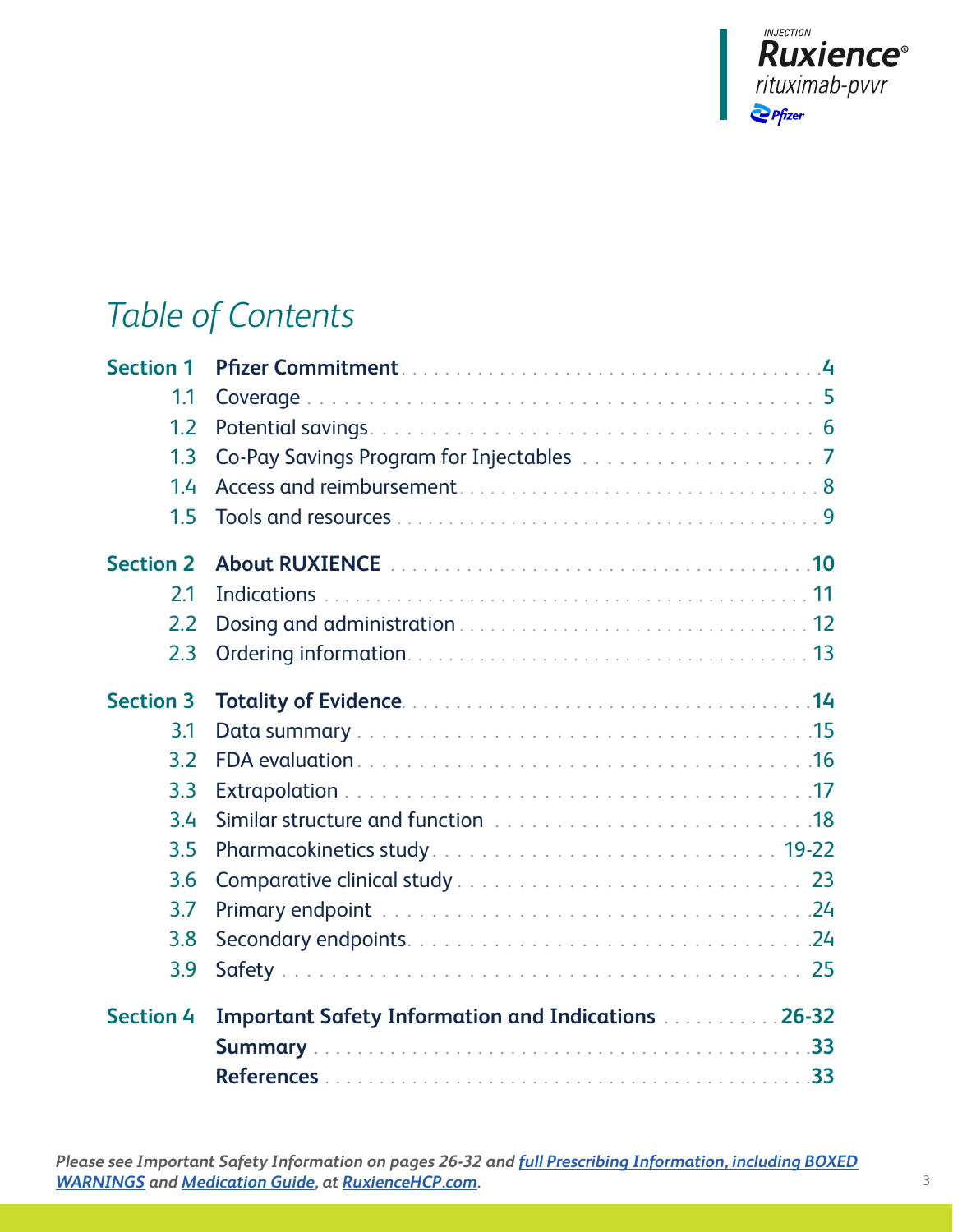# Table of Contents

| | | |
|---|---|---|
| **Section 1** | **Pfizer Commitment** | **4** |
| 1.1 | Coverage | 5 |
| 1.2 | Potential savings | 6 |
| 1.3 | Co-Pay Savings Program for Injectables | 7 |
| 1.4 | Access and reimbursement | 8 |
| 1.5 | Tools and resources | 9 |
| **Section 2** | **About RUXIENCE** | **10** |
| 2.1 | Indications | 11 |
| 2.2 | Dosing and administration | 12 |
| 2.3 | Ordering information | 13 |
| **Section 3** | **Totality of Evidence** | **14** |
| 3.1 | Data summary | 15 |
| 3.2 | FDA evaluation | 16 |
| 3.3 | Extrapolation | 17 |
| 3.4 | Similar structure and function | 18 |
| 3.5 | Pharmacokinetics study | 19-22 |
| 3.6 | Comparative clinical study | 23 |
| 3.7 | Primary endpoint | 24 |
| 3.8 | Secondary endpoints | 24 |
| 3.9 | Safety | 25 |
| **Section 4** | **Important Safety Information and Indications** | **26-32** |
| | **Summary** | **33** |
| | **References** | **33** |

***Please see Important Safety Information on pages 26-32 and full Prescribing Information, including BOXED WARNINGS and Medication Guide, at RuxienceHCP.com.***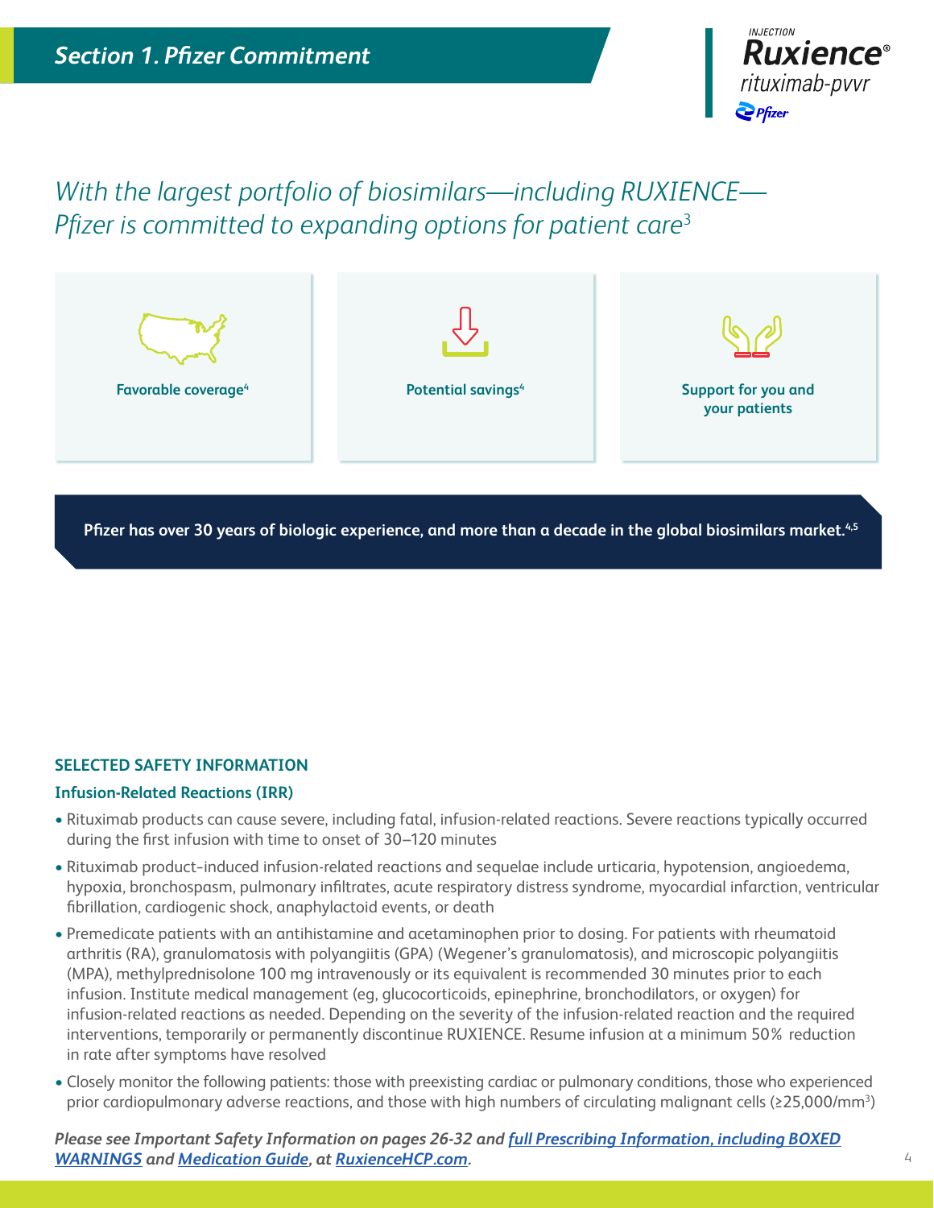## Section 1. Pfizer Commitment

INJECTION **Ruxience**® rituximab-pvvr

*With the largest portfolio of biosimilars—including RUXIENCE—Pfizer is committed to expanding options for patient care*[3]

**Favorable coverage**[4]

**Potential savings**[4]

**Support for you and your patients**

**Pfizer has over 30 years of biologic experience, and more than a decade in the global biosimilars market.**[4,5]

### SELECTED SAFETY INFORMATION

#### Infusion-Related Reactions (IRR)

- Rituximab products can cause severe, including fatal, infusion-related reactions. Severe reactions typically occurred during the first infusion with time to onset of 30–120 minutes
- Rituximab product-induced infusion-related reactions and sequelae include urticaria, hypotension, angioedema, hypoxia, bronchospasm, pulmonary infiltrates, acute respiratory distress syndrome, myocardial infarction, ventricular fibrillation, cardiogenic shock, anaphylactoid events, or death
- Premedicate patients with an antihistamine and acetaminophen prior to dosing. For patients with rheumatoid arthritis (RA), granulomatosis with polyangiitis (GPA) (Wegener's granulomatosis), and microscopic polyangiitis (MPA), methylprednisolone 100 mg intravenously or its equivalent is recommended 30 minutes prior to each infusion. Institute medical management (eg, glucocorticoids, epinephrine, bronchodilators, or oxygen) for infusion-related reactions as needed. Depending on the severity of the infusion-related reaction and the required interventions, temporarily or permanently discontinue RUXIENCE. Resume infusion at a minimum 50% reduction in rate after symptoms have resolved
- Closely monitor the following patients: those with preexisting cardiac or pulmonary conditions, those who experienced prior cardiopulmonary adverse reactions, and those with high numbers of circulating malignant cells (≥25,000/mm$^3$)

***Please see Important Safety Information on pages 26-32 and full Prescribing Information, including BOXED WARNINGS and Medication Guide, at RuxienceHCP.com.***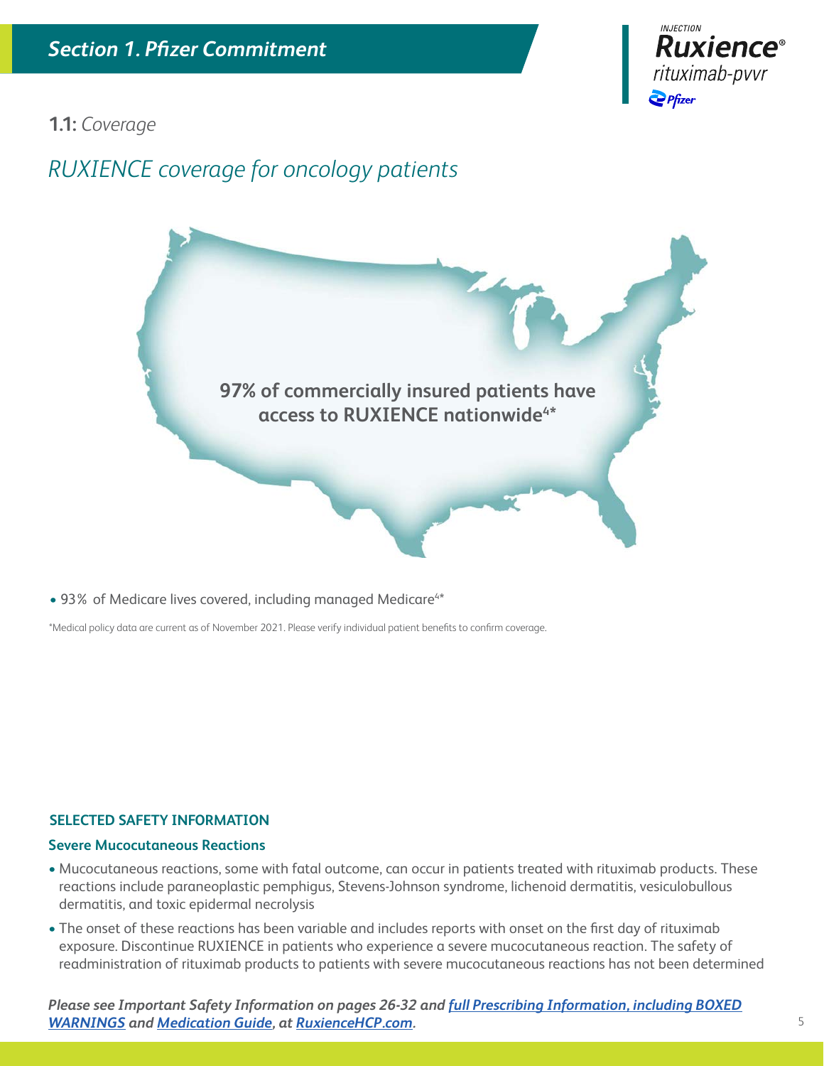## Section 1. Pfizer Commitment

**1.1:** *Coverage*

# *RUXIENCE coverage for oncology patients*

**97% of commercially insured patients have access to RUXIENCE nationwide[4*]**

- 93% of Medicare lives covered, including managed Medicare[4*]

*Medical policy data are current as of November 2021. Please verify individual patient benefits to confirm coverage.

### SELECTED SAFETY INFORMATION

**Severe Mucocutaneous Reactions**

- Mucocutaneous reactions, some with fatal outcome, can occur in patients treated with rituximab products. These reactions include paraneoplastic pemphigus, Stevens-Johnson syndrome, lichenoid dermatitis, vesiculobullous dermatitis, and toxic epidermal necrolysis
- The onset of these reactions has been variable and includes reports with onset on the first day of rituximab exposure. Discontinue RUXIENCE in patients who experience a severe mucocutaneous reaction. The safety of readministration of rituximab products to patients with severe mucocutaneous reactions has not been determined

***Please see Important Safety Information on pages 26-32 and full Prescribing Information, including BOXED WARNINGS and Medication Guide, at RuxienceHCP.com.***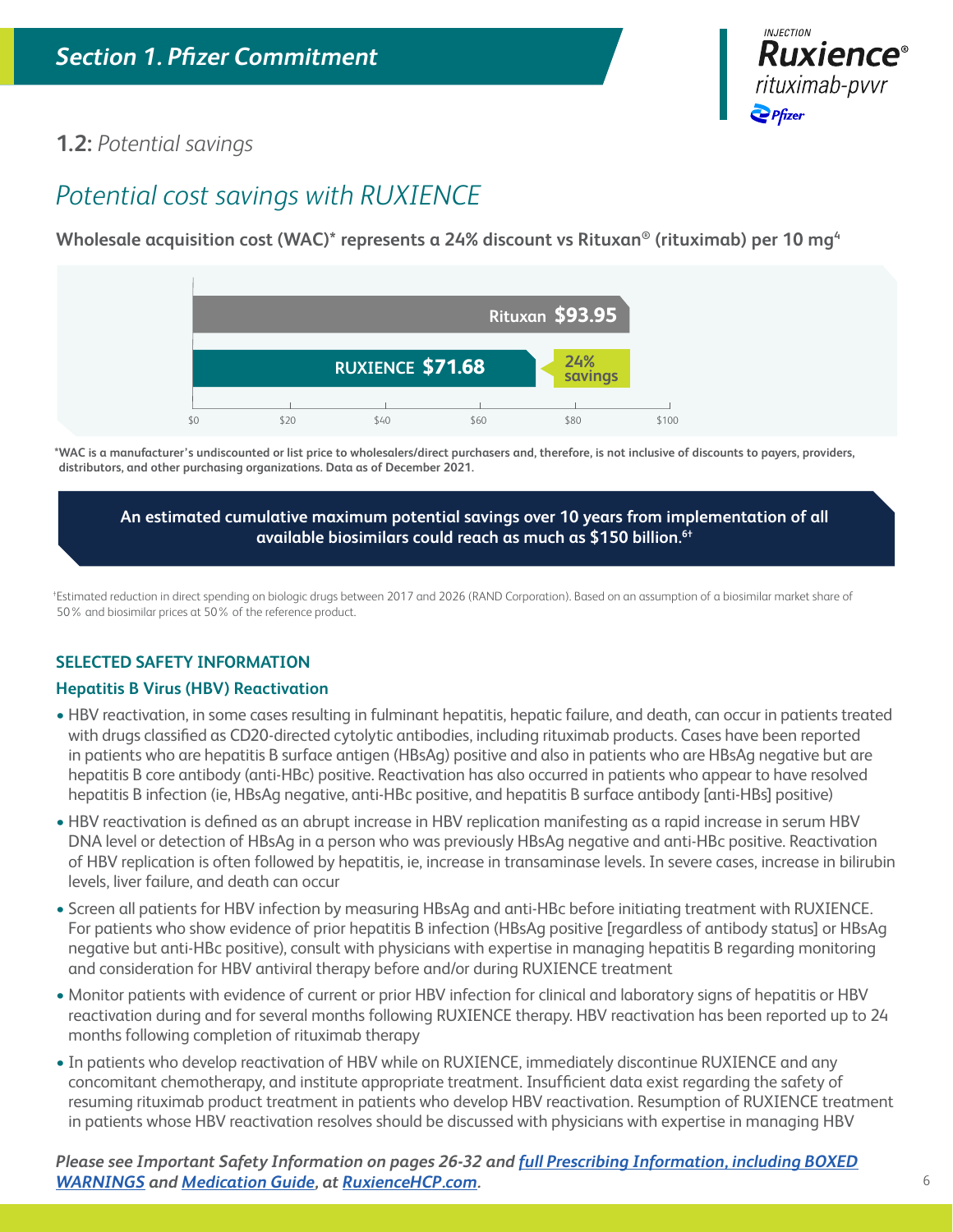## Section 1. Pfizer Commitment

### 1.2: *Potential savings*

## *Potential cost savings with RUXIENCE*

**Wholesale acquisition cost (WAC)* represents a 24% discount vs Rituxan® (rituximab) per 10 mg[4]**

| Product | WAC per 10 mg |
|---|---|
| Rituxan | $93.95 |
| RUXIENCE | $71.68 (24% savings) |

**\*WAC is a manufacturer's undiscounted or list price to wholesalers/direct purchasers and, therefore, is not inclusive of discounts to payers, providers, distributors, and other purchasing organizations. Data as of December 2021.**

**An estimated cumulative maximum potential savings over 10 years from implementation of all available biosimilars could reach as much as $150 billion.[6†]**

†Estimated reduction in direct spending on biologic drugs between 2017 and 2026 (RAND Corporation). Based on an assumption of a biosimilar market share of 50% and biosimilar prices at 50% of the reference product.

#### SELECTED SAFETY INFORMATION

**Hepatitis B Virus (HBV) Reactivation**

- HBV reactivation, in some cases resulting in fulminant hepatitis, hepatic failure, and death, can occur in patients treated with drugs classified as CD20-directed cytolytic antibodies, including rituximab products. Cases have been reported in patients who are hepatitis B surface antigen (HBsAg) positive and also in patients who are HBsAg negative but are hepatitis B core antibody (anti-HBc) positive. Reactivation has also occurred in patients who appear to have resolved hepatitis B infection (ie, HBsAg negative, anti-HBc positive, and hepatitis B surface antibody [anti-HBs] positive)
- HBV reactivation is defined as an abrupt increase in HBV replication manifesting as a rapid increase in serum HBV DNA level or detection of HBsAg in a person who was previously HBsAg negative and anti-HBc positive. Reactivation of HBV replication is often followed by hepatitis, ie, increase in transaminase levels. In severe cases, increase in bilirubin levels, liver failure, and death can occur
- Screen all patients for HBV infection by measuring HBsAg and anti-HBc before initiating treatment with RUXIENCE. For patients who show evidence of prior hepatitis B infection (HBsAg positive [regardless of antibody status] or HBsAg negative but anti-HBc positive), consult with physicians with expertise in managing hepatitis B regarding monitoring and consideration for HBV antiviral therapy before and/or during RUXIENCE treatment
- Monitor patients with evidence of current or prior HBV infection for clinical and laboratory signs of hepatitis or HBV reactivation during and for several months following RUXIENCE therapy. HBV reactivation has been reported up to 24 months following completion of rituximab therapy
- In patients who develop reactivation of HBV while on RUXIENCE, immediately discontinue RUXIENCE and any concomitant chemotherapy, and institute appropriate treatment. Insufficient data exist regarding the safety of resuming rituximab product treatment in patients who develop HBV reactivation. Resumption of RUXIENCE treatment in patients whose HBV reactivation resolves should be discussed with physicians with expertise in managing HBV

***Please see Important Safety Information on pages 26-32 and full Prescribing Information, including BOXED WARNINGS and Medication Guide, at RuxienceHCP.com.***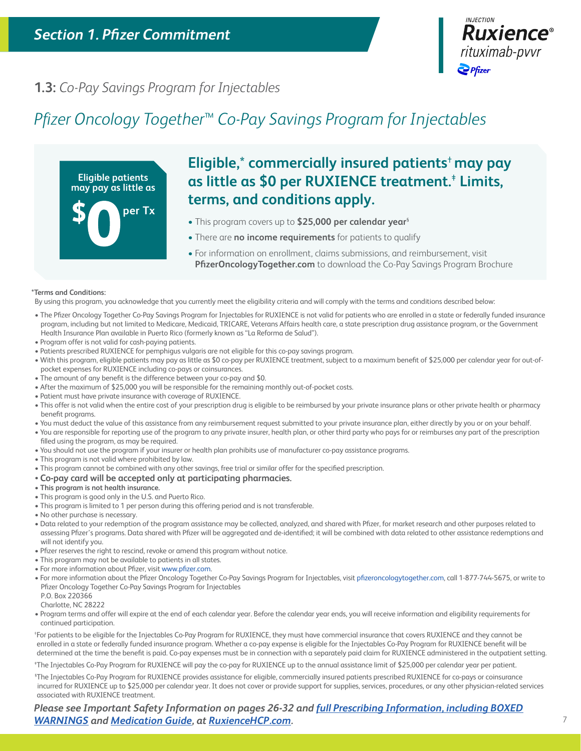## Section 1. Pfizer Commitment

### 1.3: *Co-Pay Savings Program for Injectables*

# *Pfizer Oncology Together™ Co-Pay Savings Program for Injectables*

**Eligible patients may pay as little as $0 per Tx**

## Eligible,* commercially insured patients† may pay as little as $0 per RUXIENCE treatment.‡ Limits, terms, and conditions apply.

- This program covers up to **$25,000 per calendar year**§
- There are **no income requirements** for patients to qualify
- For information on enrollment, claims submissions, and reimbursement, visit **PfizerOncologyTogether.com** to download the Co-Pay Savings Program Brochure

**\*Terms and Conditions:**

By using this program, you acknowledge that you currently meet the eligibility criteria and will comply with the terms and conditions described below:

- The Pfizer Oncology Together Co-Pay Savings Program for Injectables for RUXIENCE is not valid for patients who are enrolled in a state or federally funded insurance program, including but not limited to Medicare, Medicaid, TRICARE, Veterans Affairs health care, a state prescription drug assistance program, or the Government Health Insurance Plan available in Puerto Rico (formerly known as "La Reforma de Salud").
- Program offer is not valid for cash-paying patients.
- Patients prescribed RUXIENCE for pemphigus vulgaris are not eligible for this co-pay savings program.
- With this program, eligible patients may pay as little as $0 co-pay per RUXIENCE treatment, subject to a maximum benefit of $25,000 per calendar year for out-of-pocket expenses for RUXIENCE including co-pays or coinsurances.
- The amount of any benefit is the difference between your co-pay and $0.
- After the maximum of $25,000 you will be responsible for the remaining monthly out-of-pocket costs.
- Patient must have private insurance with coverage of RUXIENCE.
- This offer is not valid when the entire cost of your prescription drug is eligible to be reimbursed by your private insurance plans or other private health or pharmacy benefit programs.
- You must deduct the value of this assistance from any reimbursement request submitted to your private insurance plan, either directly by you or on your behalf.
- You are responsible for reporting use of the program to any private insurer, health plan, or other third party who pays for or reimburses any part of the prescription filled using the program, as may be required.
- You should not use the program if your insurer or health plan prohibits use of manufacturer co-pay assistance programs.
- This program is not valid where prohibited by law.
- This program cannot be combined with any other savings, free trial or similar offer for the specified prescription.
- **Co-pay card will be accepted only at participating pharmacies.**
- **This program is not health insurance.**
- This program is good only in the U.S. and Puerto Rico.
- This program is limited to 1 per person during this offering period and is not transferable.
- No other purchase is necessary.
- Data related to your redemption of the program assistance may be collected, analyzed, and shared with Pfizer, for market research and other purposes related to assessing Pfizer's programs. Data shared with Pfizer will be aggregated and de-identified; it will be combined with data related to other assistance redemptions and will not identify you.
- Pfizer reserves the right to rescind, revoke or amend this program without notice.
- This program may not be available to patients in all states.
- For more information about Pfizer, visit www.pfizer.com.
- For more information about the Pfizer Oncology Together Co-Pay Savings Program for Injectables, visit pfizeroncologytogether.com, call 1-877-744-5675, or write to Pfizer Oncology Together Co-Pay Savings Program for Injectables
  P.O. Box 220366
  Charlotte, NC 28222
- Program terms and offer will expire at the end of each calendar year. Before the calendar year ends, you will receive information and eligibility requirements for continued participation.

†For patients to be eligible for the Injectables Co-Pay Program for RUXIENCE, they must have commercial insurance that covers RUXIENCE and they cannot be enrolled in a state or federally funded insurance program. Whether a co-pay expense is eligible for the Injectables Co-Pay Program for RUXIENCE benefit will be determined at the time the benefit is paid. Co-pay expenses must be in connection with a separately paid claim for RUXIENCE administered in the outpatient setting.

‡The Injectables Co-Pay Program for RUXIENCE will pay the co-pay for RUXIENCE up to the annual assistance limit of $25,000 per calendar year per patient.

§The Injectables Co-Pay Program for RUXIENCE provides assistance for eligible, commercially insured patients prescribed RUXIENCE for co-pays or coinsurance incurred for RUXIENCE up to $25,000 per calendar year. It does not cover or provide support for supplies, services, procedures, or any other physician-related services associated with RUXIENCE treatment.

***Please see Important Safety Information on pages 26-32 and full Prescribing Information, including BOXED WARNINGS and Medication Guide, at RuxienceHCP.com.***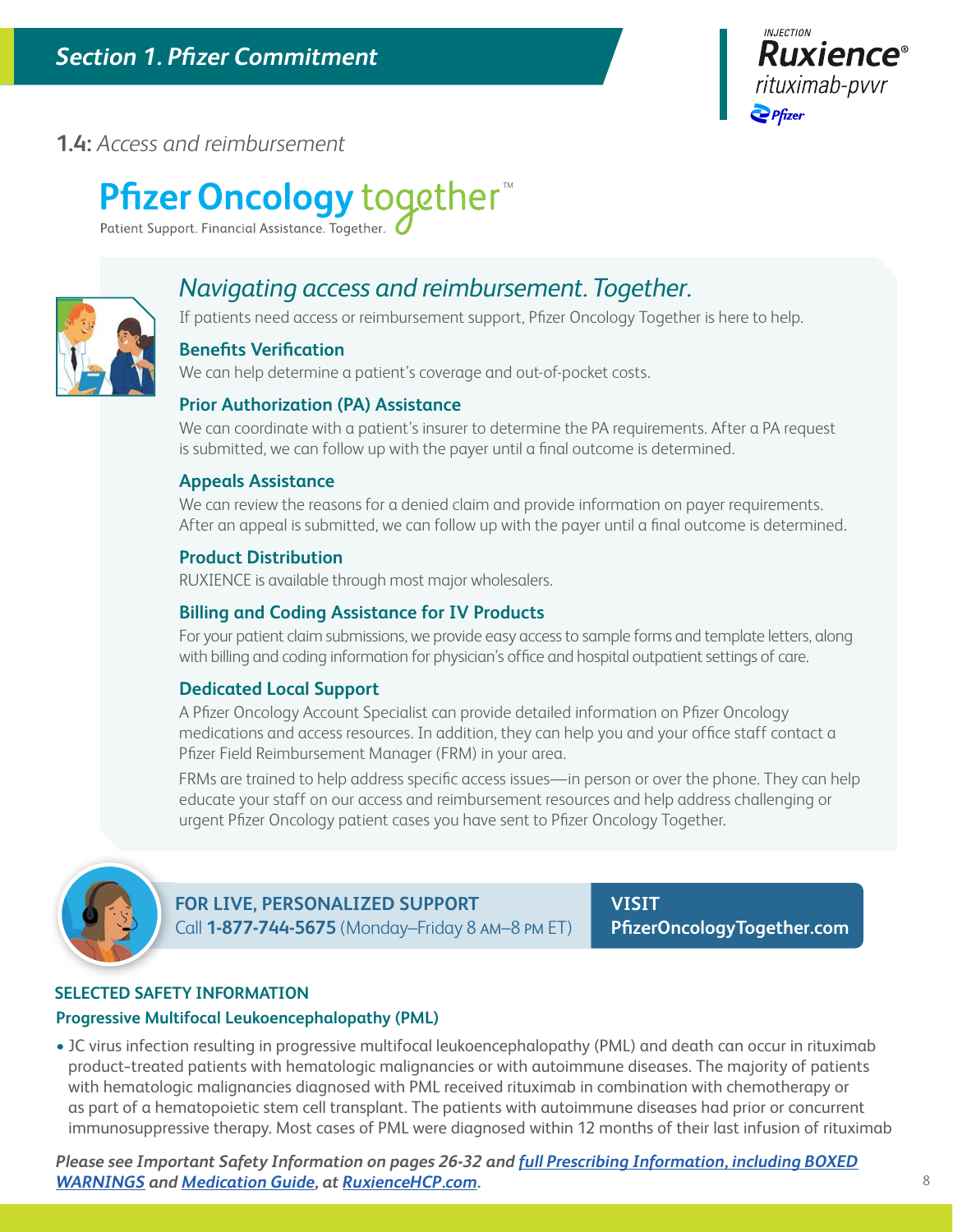## 1.4: *Access and reimbursement*

**Pfizer Oncology together™**

Patient Support. Financial Assistance. Together.

### *Navigating access and reimbursement. Together.*

If patients need access or reimbursement support, Pfizer Oncology Together is here to help.

**Benefits Verification**

We can help determine a patient's coverage and out-of-pocket costs.

**Prior Authorization (PA) Assistance**

We can coordinate with a patient's insurer to determine the PA requirements. After a PA request is submitted, we can follow up with the payer until a final outcome is determined.

**Appeals Assistance**

We can review the reasons for a denied claim and provide information on payer requirements. After an appeal is submitted, we can follow up with the payer until a final outcome is determined.

**Product Distribution**

RUXIENCE is available through most major wholesalers.

**Billing and Coding Assistance for IV Products**

For your patient claim submissions, we provide easy access to sample forms and template letters, along with billing and coding information for physician's office and hospital outpatient settings of care.

**Dedicated Local Support**

A Pfizer Oncology Account Specialist can provide detailed information on Pfizer Oncology medications and access resources. In addition, they can help you and your office staff contact a Pfizer Field Reimbursement Manager (FRM) in your area.

FRMs are trained to help address specific access issues—in person or over the phone. They can help educate your staff on our access and reimbursement resources and help address challenging or urgent Pfizer Oncology patient cases you have sent to Pfizer Oncology Together.

**FOR LIVE, PERSONALIZED SUPPORT**
Call **1-877-744-5675** (Monday–Friday 8 AM–8 PM ET)

**VISIT**
**PfizerOncologyTogether.com**

**SELECTED SAFETY INFORMATION**

**Progressive Multifocal Leukoencephalopathy (PML)**

- JC virus infection resulting in progressive multifocal leukoencephalopathy (PML) and death can occur in rituximab product-treated patients with hematologic malignancies or with autoimmune diseases. The majority of patients with hematologic malignancies diagnosed with PML received rituximab in combination with chemotherapy or as part of a hematopoietic stem cell transplant. The patients with autoimmune diseases had prior or concurrent immunosuppressive therapy. Most cases of PML were diagnosed within 12 months of their last infusion of rituximab

***Please see Important Safety Information on pages 26-32 and full Prescribing Information, including BOXED WARNINGS and Medication Guide, at RuxienceHCP.com.***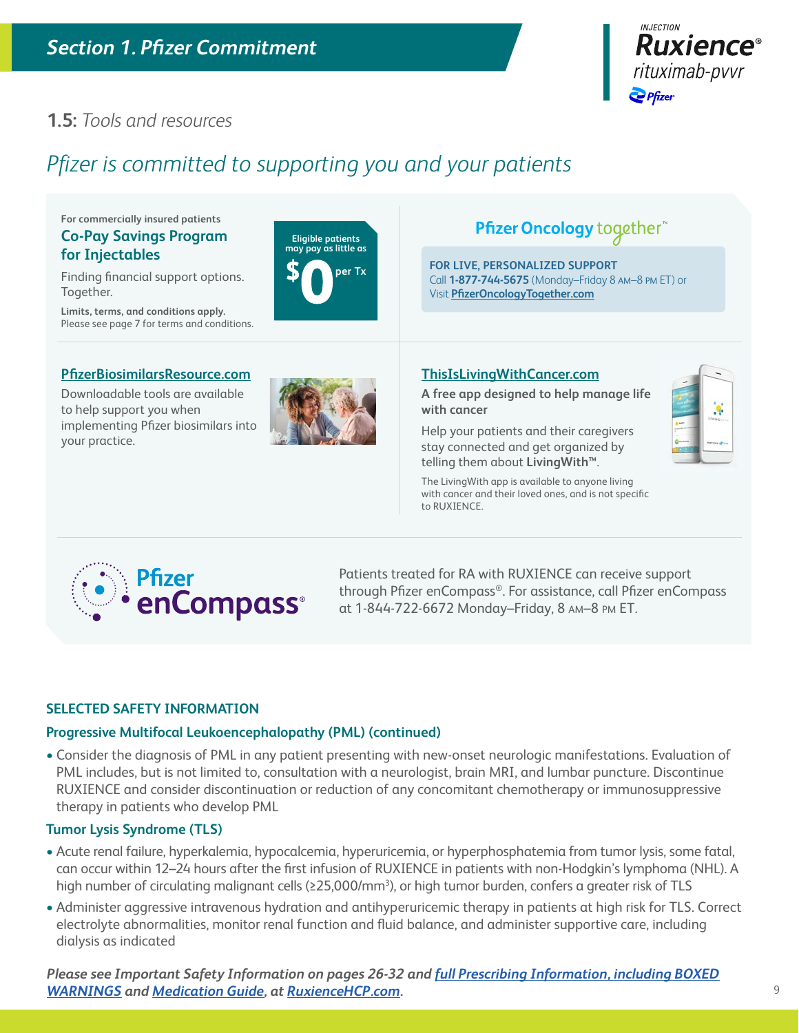## Section 1. Pfizer Commitment

### 1.5: *Tools and resources*

## *Pfizer is committed to supporting you and your patients*

For commercially insured patients

**Co-Pay Savings Program for Injectables**

Finding financial support options. Together.

**Limits, terms, and conditions apply.**
Please see page 7 for terms and conditions.

**Eligible patients may pay as little as $0 per Tx**

**Pfizer Oncology together™**

**FOR LIVE, PERSONALIZED SUPPORT**
Call **1-877-744-5675** (Monday–Friday 8 AM–8 PM ET) or Visit **PfizerOncologyTogether.com**

**PfizerBiosimilarsResource.com**

Downloadable tools are available to help support you when implementing Pfizer biosimilars into your practice.

**ThisIsLivingWithCancer.com**

**A free app designed to help manage life with cancer**

Help your patients and their caregivers stay connected and get organized by telling them about **LivingWith™**.

The LivingWith app is available to anyone living with cancer and their loved ones, and is not specific to RUXIENCE.

**Pfizer enCompass®**

Patients treated for RA with RUXIENCE can receive support through Pfizer enCompass®. For assistance, call Pfizer enCompass at 1-844-722-6672 Monday–Friday, 8 AM–8 PM ET.

### SELECTED SAFETY INFORMATION

**Progressive Multifocal Leukoencephalopathy (PML) (continued)**

- Consider the diagnosis of PML in any patient presenting with new-onset neurologic manifestations. Evaluation of PML includes, but is not limited to, consultation with a neurologist, brain MRI, and lumbar puncture. Discontinue RUXIENCE and consider discontinuation or reduction of any concomitant chemotherapy or immunosuppressive therapy in patients who develop PML

**Tumor Lysis Syndrome (TLS)**

- Acute renal failure, hyperkalemia, hypocalcemia, hyperuricemia, or hyperphosphatemia from tumor lysis, some fatal, can occur within 12–24 hours after the first infusion of RUXIENCE in patients with non-Hodgkin's lymphoma (NHL). A high number of circulating malignant cells (≥25,000/mm$^3$), or high tumor burden, confers a greater risk of TLS
- Administer aggressive intravenous hydration and antihyperuricemic therapy in patients at high risk for TLS. Correct electrolyte abnormalities, monitor renal function and fluid balance, and administer supportive care, including dialysis as indicated

***Please see Important Safety Information on pages 26-32 and full Prescribing Information, including BOXED WARNINGS and Medication Guide, at RuxienceHCP.com.***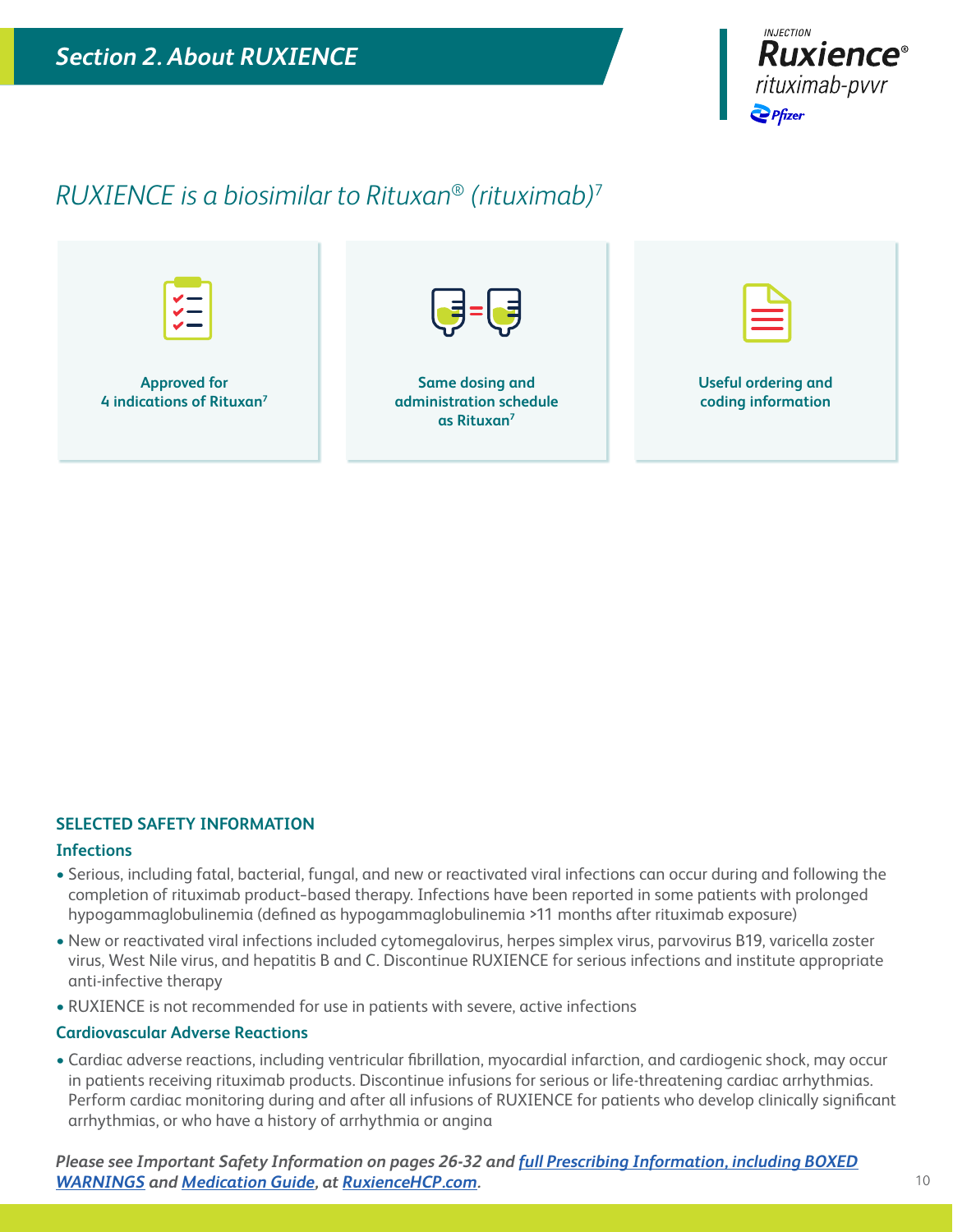## Section 2. About RUXIENCE

*RUXIENCE is a biosimilar to Rituxan® (rituximab)*[7]

**Approved for 4 indications of Rituxan**[7]

**Same dosing and administration schedule as Rituxan**[7]

**Useful ordering and coding information**

### SELECTED SAFETY INFORMATION

#### Infections

- Serious, including fatal, bacterial, fungal, and new or reactivated viral infections can occur during and following the completion of rituximab product-based therapy. Infections have been reported in some patients with prolonged hypogammaglobulinemia (defined as hypogammaglobulinemia >11 months after rituximab exposure)
- New or reactivated viral infections included cytomegalovirus, herpes simplex virus, parvovirus B19, varicella zoster virus, West Nile virus, and hepatitis B and C. Discontinue RUXIENCE for serious infections and institute appropriate anti-infective therapy
- RUXIENCE is not recommended for use in patients with severe, active infections

#### Cardiovascular Adverse Reactions

- Cardiac adverse reactions, including ventricular fibrillation, myocardial infarction, and cardiogenic shock, may occur in patients receiving rituximab products. Discontinue infusions for serious or life-threatening cardiac arrhythmias. Perform cardiac monitoring during and after all infusions of RUXIENCE for patients who develop clinically significant arrhythmias, or who have a history of arrhythmia or angina

***Please see Important Safety Information on pages 26-32 and full Prescribing Information, including BOXED WARNINGS and Medication Guide, at RuxienceHCP.com.***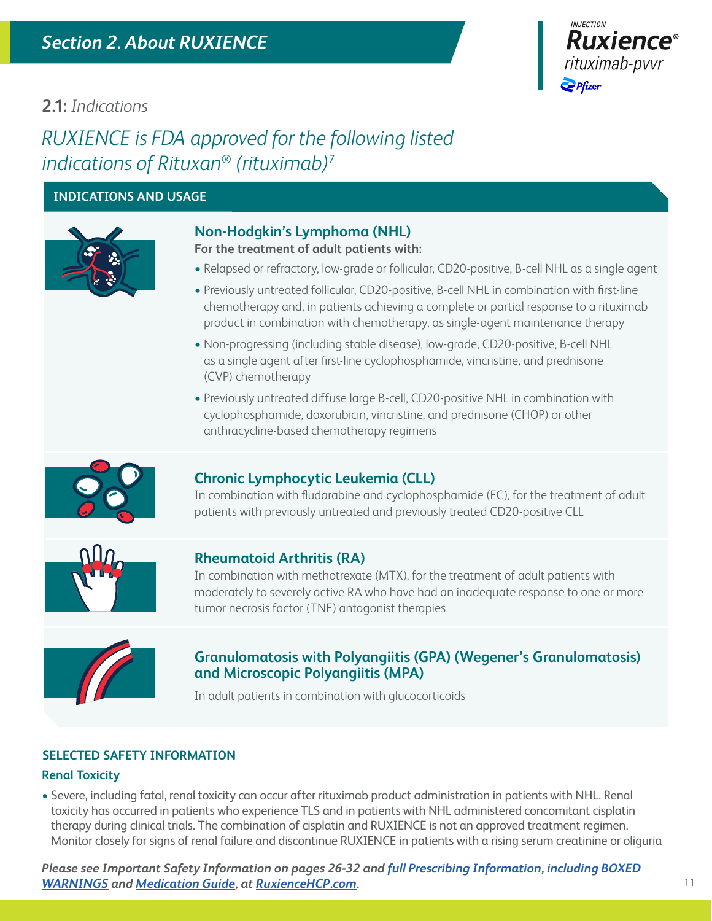## 2.1: *Indications*

# *RUXIENCE is FDA approved for the following listed indications of Rituxan® (rituximab)*[7]

### INDICATIONS AND USAGE

#### Non-Hodgkin's Lymphoma (NHL)

**For the treatment of adult patients with:**

- Relapsed or refractory, low-grade or follicular, CD20-positive, B-cell NHL as a single agent
- Previously untreated follicular, CD20-positive, B-cell NHL in combination with first-line chemotherapy and, in patients achieving a complete or partial response to a rituximab product in combination with chemotherapy, as single-agent maintenance therapy
- Non-progressing (including stable disease), low-grade, CD20-positive, B-cell NHL as a single agent after first-line cyclophosphamide, vincristine, and prednisone (CVP) chemotherapy
- Previously untreated diffuse large B-cell, CD20-positive NHL in combination with cyclophosphamide, doxorubicin, vincristine, and prednisone (CHOP) or other anthracycline-based chemotherapy regimens

#### Chronic Lymphocytic Leukemia (CLL)

In combination with fludarabine and cyclophosphamide (FC), for the treatment of adult patients with previously untreated and previously treated CD20-positive CLL

#### Rheumatoid Arthritis (RA)

In combination with methotrexate (MTX), for the treatment of adult patients with moderately to severely active RA who have had an inadequate response to one or more tumor necrosis factor (TNF) antagonist therapies

#### Granulomatosis with Polyangiitis (GPA) (Wegener's Granulomatosis) and Microscopic Polyangiitis (MPA)

In adult patients in combination with glucocorticoids

### SELECTED SAFETY INFORMATION

#### Renal Toxicity

- Severe, including fatal, renal toxicity can occur after rituximab product administration in patients with NHL. Renal toxicity has occurred in patients who experience TLS and in patients with NHL administered concomitant cisplatin therapy during clinical trials. The combination of cisplatin and RUXIENCE is not an approved treatment regimen. Monitor closely for signs of renal failure and discontinue RUXIENCE in patients with a rising serum creatinine or oliguria

***Please see Important Safety Information on pages 26-32 and full Prescribing Information, including BOXED WARNINGS and Medication Guide, at RuxienceHCP.com.***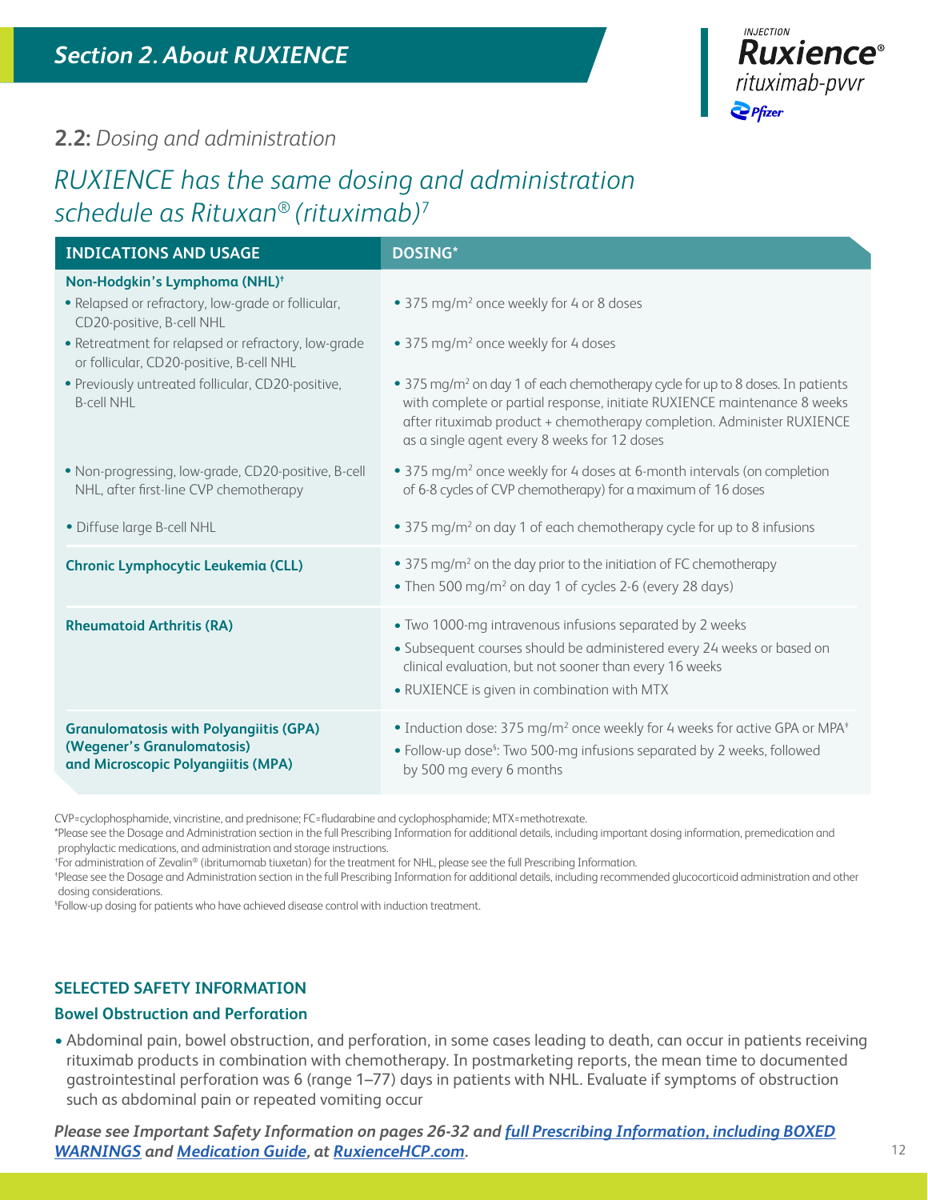## Section 2. About RUXIENCE

### 2.2: *Dosing and administration*

# *RUXIENCE has the same dosing and administration schedule as Rituxan® (rituximab)*[7]

| INDICATIONS AND USAGE | DOSING* |
|---|---|
| **Non-Hodgkin's Lymphoma (NHL)**[†] | |
| • Relapsed or refractory, low-grade or follicular, CD20-positive, B-cell NHL | • 375 mg/m$^2$ once weekly for 4 or 8 doses |
| • Retreatment for relapsed or refractory, low-grade or follicular, CD20-positive, B-cell NHL | • 375 mg/m$^2$ once weekly for 4 doses |
| • Previously untreated follicular, CD20-positive, B-cell NHL | • 375 mg/m$^2$ on day 1 of each chemotherapy cycle for up to 8 doses. In patients with complete or partial response, initiate RUXIENCE maintenance 8 weeks after rituximab product + chemotherapy completion. Administer RUXIENCE as a single agent every 8 weeks for 12 doses |
| • Non-progressing, low-grade, CD20-positive, B-cell NHL, after first-line CVP chemotherapy | • 375 mg/m$^2$ once weekly for 4 doses at 6-month intervals (on completion of 6-8 cycles of CVP chemotherapy) for a maximum of 16 doses |
| • Diffuse large B-cell NHL | • 375 mg/m$^2$ on day 1 of each chemotherapy cycle for up to 8 infusions |
| **Chronic Lymphocytic Leukemia (CLL)** | • 375 mg/m$^2$ on the day prior to the initiation of FC chemotherapy<br>• Then 500 mg/m$^2$ on day 1 of cycles 2-6 (every 28 days) |
| **Rheumatoid Arthritis (RA)** | • Two 1000-mg intravenous infusions separated by 2 weeks<br>• Subsequent courses should be administered every 24 weeks or based on clinical evaluation, but not sooner than every 16 weeks<br>• RUXIENCE is given in combination with MTX |
| **Granulomatosis with Polyangiitis (GPA) (Wegener's Granulomatosis) and Microscopic Polyangiitis (MPA)** | • Induction dose: 375 mg/m$^2$ once weekly for 4 weeks for active GPA or MPA[‡]<br>• Follow-up dose[§]: Two 500-mg infusions separated by 2 weeks, followed by 500 mg every 6 months |

CVP=cyclophosphamide, vincristine, and prednisone; FC=fludarabine and cyclophosphamide; MTX=methotrexate.

*Please see the Dosage and Administration section in the full Prescribing Information for additional details, including important dosing information, premedication and prophylactic medications, and administration and storage instructions.

[†]For administration of Zevalin® (ibritumomab tiuxetan) for the treatment for NHL, please see the full Prescribing Information.

[‡]Please see the Dosage and Administration section in the full Prescribing Information for additional details, including recommended glucocorticoid administration and other dosing considerations.

[§]Follow-up dosing for patients who have achieved disease control with induction treatment.

### SELECTED SAFETY INFORMATION

#### Bowel Obstruction and Perforation

- Abdominal pain, bowel obstruction, and perforation, in some cases leading to death, can occur in patients receiving rituximab products in combination with chemotherapy. In postmarketing reports, the mean time to documented gastrointestinal perforation was 6 (range 1–77) days in patients with NHL. Evaluate if symptoms of obstruction such as abdominal pain or repeated vomiting occur

***Please see Important Safety Information on pages 26-32 and full Prescribing Information, including BOXED WARNINGS and Medication Guide, at RuxienceHCP.com.***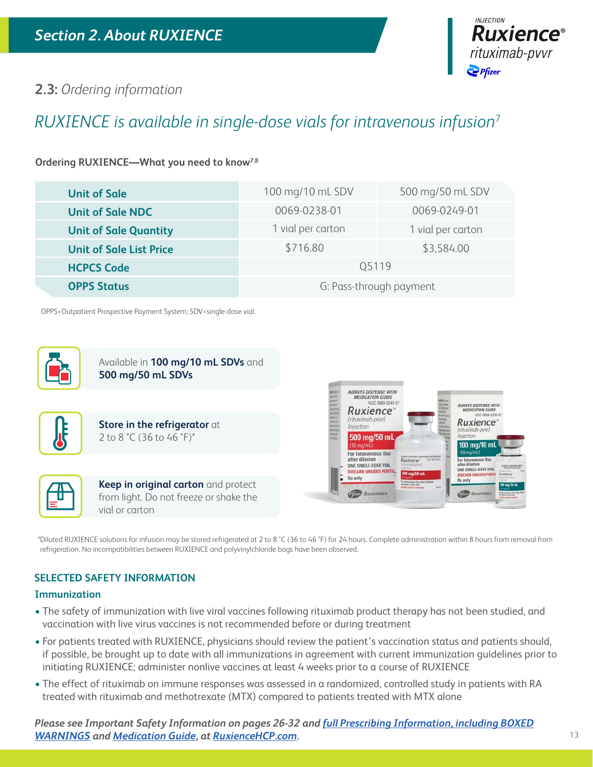## Section 2. About RUXIENCE

### 2.3: *Ordering information*

## *RUXIENCE is available in single-dose vials for intravenous infusion*[7]

**Ordering RUXIENCE—What you need to know**[7,8]

| | | |
|---|---|---|
| **Unit of Sale** | 100 mg/10 mL SDV | 500 mg/50 mL SDV |
| **Unit of Sale NDC** | 0069-0238-01 | 0069-0249-01 |
| **Unit of Sale Quantity** | 1 vial per carton | 1 vial per carton |
| **Unit of Sale List Price** | $716.80 | $3,584.00 |
| **HCPCS Code** | Q5119 | |
| **OPPS Status** | G: Pass-through payment | |

OPPS=Outpatient Prospective Payment System; SDV=single-dose vial.

Available in **100 mg/10 mL SDVs** and **500 mg/50 mL SDVs**

**Store in the refrigerator** at 2 to 8 °C (36 to 46 °F)*

**Keep in original carton** and protect from light. Do not freeze or shake the vial or carton

*Diluted RUXIENCE solutions for infusion may be stored refrigerated at 2 to 8 °C (36 to 46 °F) for 24 hours. Complete administration within 8 hours from removal from refrigeration. No incompatibilities between RUXIENCE and polyvinylchloride bags have been observed.

### SELECTED SAFETY INFORMATION

#### Immunization

- The safety of immunization with live viral vaccines following rituximab product therapy has not been studied, and vaccination with live virus vaccines is not recommended before or during treatment
- For patients treated with RUXIENCE, physicians should review the patient's vaccination status and patients should, if possible, be brought up to date with all immunizations in agreement with current immunization guidelines prior to initiating RUXIENCE; administer nonlive vaccines at least 4 weeks prior to a course of RUXIENCE
- The effect of rituximab on immune responses was assessed in a randomized, controlled study in patients with RA treated with rituximab and methotrexate (MTX) compared to patients treated with MTX alone

***Please see Important Safety Information on pages 26-32 and full Prescribing Information, including BOXED WARNINGS and Medication Guide, at RuxienceHCP.com.***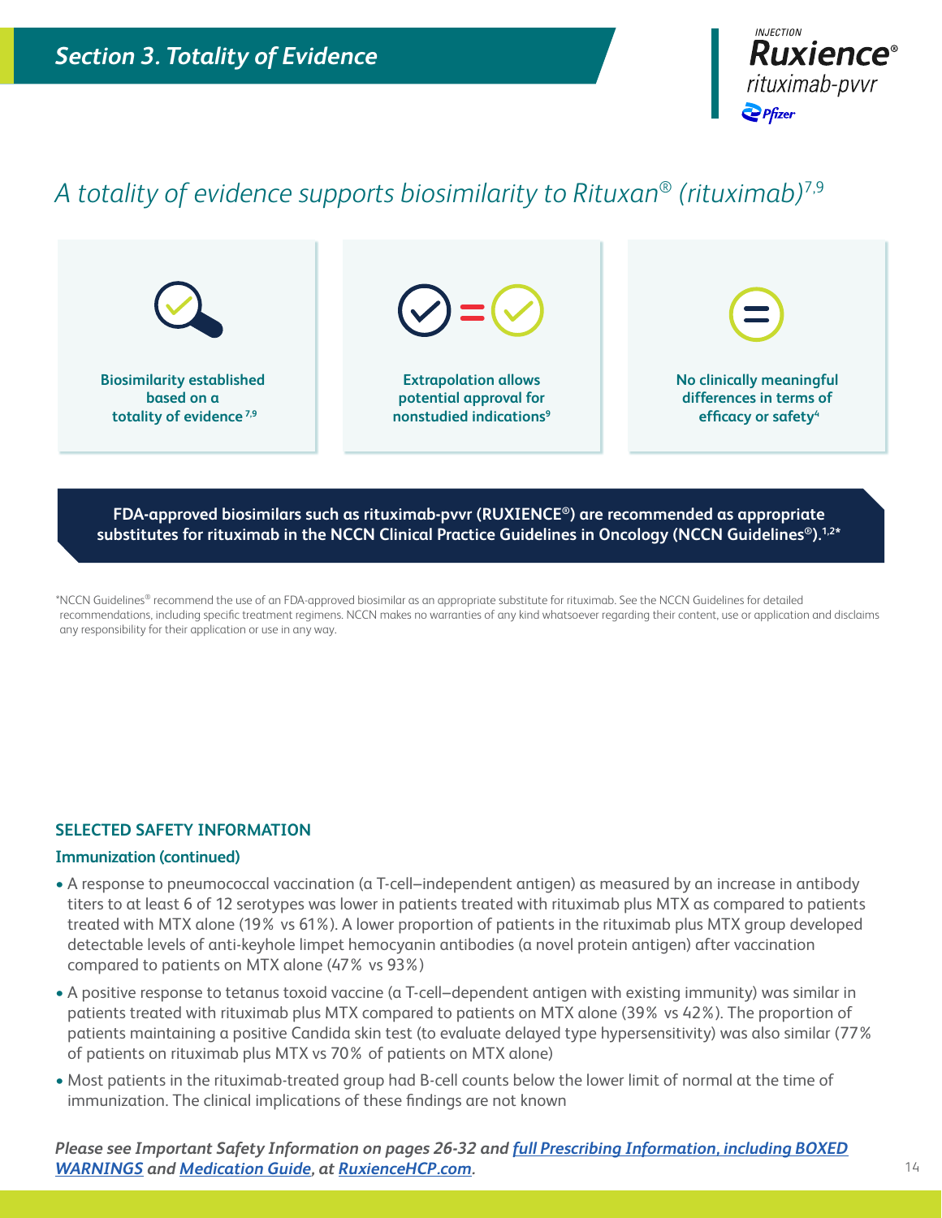## Section 3. Totality of Evidence

# *A totality of evidence supports biosimilarity to Rituxan® (rituximab)*[7,9]

**Biosimilarity established based on a totality of evidence**[7,9]

**Extrapolation allows potential approval for nonstudied indications**[9]

**No clinically meaningful differences in terms of efficacy or safety**[4]

**FDA-approved biosimilars such as rituximab-pvvr (RUXIENCE®) are recommended as appropriate substitutes for rituximab in the NCCN Clinical Practice Guidelines in Oncology (NCCN Guidelines®).**[1,2*]

*NCCN Guidelines® recommend the use of an FDA-approved biosimilar as an appropriate substitute for rituximab. See the NCCN Guidelines for detailed recommendations, including specific treatment regimens. NCCN makes no warranties of any kind whatsoever regarding their content, use or application and disclaims any responsibility for their application or use in any way.

### SELECTED SAFETY INFORMATION

**Immunization (continued)**

- A response to pneumococcal vaccination (a T-cell–independent antigen) as measured by an increase in antibody titers to at least 6 of 12 serotypes was lower in patients treated with rituximab plus MTX as compared to patients treated with MTX alone (19% vs 61%). A lower proportion of patients in the rituximab plus MTX group developed detectable levels of anti-keyhole limpet hemocyanin antibodies (a novel protein antigen) after vaccination compared to patients on MTX alone (47% vs 93%)
- A positive response to tetanus toxoid vaccine (a T-cell–dependent antigen with existing immunity) was similar in patients treated with rituximab plus MTX compared to patients on MTX alone (39% vs 42%). The proportion of patients maintaining a positive Candida skin test (to evaluate delayed type hypersensitivity) was also similar (77% of patients on rituximab plus MTX vs 70% of patients on MTX alone)
- Most patients in the rituximab-treated group had B-cell counts below the lower limit of normal at the time of immunization. The clinical implications of these findings are not known

***Please see Important Safety Information on pages 26-32 and full Prescribing Information, including BOXED WARNINGS and Medication Guide, at RuxienceHCP.com.***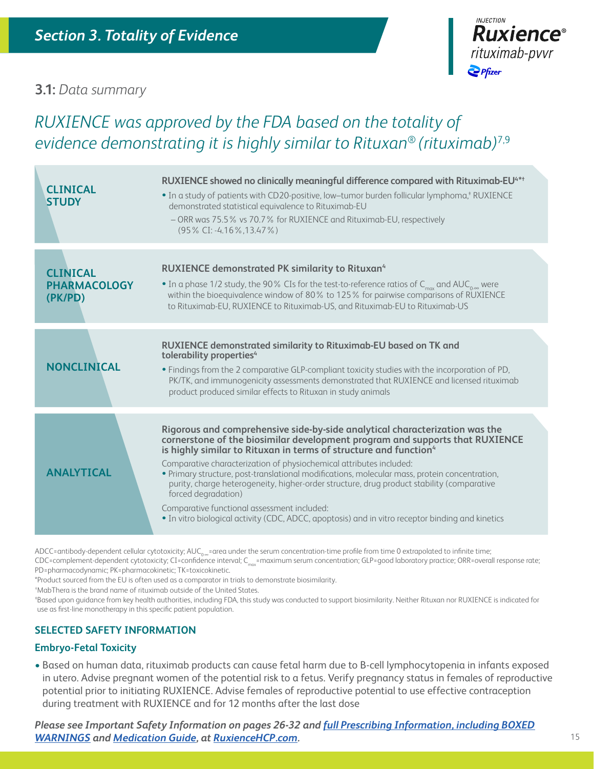## Section 3. Totality of Evidence

### 3.1: *Data summary*

# *RUXIENCE was approved by the FDA based on the totality of evidence demonstrating it is highly similar to Rituxan® (rituximab)*[7,9]

| | |
|---|---|
| **CLINICAL STUDY** | **RUXIENCE showed no clinically meaningful difference compared with Rituximab-EU[4*†]**<br>• In a study of patients with CD20-positive, low–tumor burden follicular lymphoma,[‡] RUXIENCE demonstrated statistical equivalence to Rituximab-EU<br>– ORR was 75.5% vs 70.7% for RUXIENCE and Rituximab-EU, respectively (95% CI: -4.16%,13.47%) |
| **CLINICAL PHARMACOLOGY (PK/PD)** | **RUXIENCE demonstrated PK similarity to Rituxan[4]**<br>• In a phase 1/2 study, the 90% CIs for the test-to-reference ratios of $C_{max}$ and $AUC_{0-\infty}$ were within the bioequivalence window of 80% to 125% for pairwise comparisons of RUXIENCE to Rituximab-EU, RUXIENCE to Rituximab-US, and Rituximab-EU to Rituximab-US |
| **NONCLINICAL** | **RUXIENCE demonstrated similarity to Rituximab-EU based on TK and tolerability properties[4]**<br>• Findings from the 2 comparative GLP-compliant toxicity studies with the incorporation of PD, PK/TK, and immunogenicity assessments demonstrated that RUXIENCE and licensed rituximab product produced similar effects to Rituxan in study animals |
| **ANALYTICAL** | **Rigorous and comprehensive side-by-side analytical characterization was the cornerstone of the biosimilar development program and supports that RUXIENCE is highly similar to Rituxan in terms of structure and function[4]**<br>Comparative characterization of physiochemical attributes included:<br>• Primary structure, post-translational modifications, molecular mass, protein concentration, purity, charge heterogeneity, higher-order structure, drug product stability (comparative forced degradation)<br>Comparative functional assessment included:<br>• In vitro biological activity (CDC, ADCC, apoptosis) and in vitro receptor binding and kinetics |

ADCC=antibody-dependent cellular cytotoxicity; $AUC_{0-\infty}$=area under the serum concentration-time profile from time 0 extrapolated to infinite time; CDC=complement-dependent cytotoxicity; CI=confidence interval; $C_{max}$=maximum serum concentration; GLP=good laboratory practice; ORR=overall response rate; PD=pharmacodynamic; PK=pharmacokinetic; TK=toxicokinetic.

*Product sourced from the EU is often used as a comparator in trials to demonstrate biosimilarity.

†MabThera is the brand name of rituximab outside of the United States.

‡Based upon guidance from key health authorities, including FDA, this study was conducted to support biosimilarity. Neither Rituxan nor RUXIENCE is indicated for use as first-line monotherapy in this specific patient population.

### SELECTED SAFETY INFORMATION

**Embryo-Fetal Toxicity**

- Based on human data, rituximab products can cause fetal harm due to B-cell lymphocytopenia in infants exposed in utero. Advise pregnant women of the potential risk to a fetus. Verify pregnancy status in females of reproductive potential prior to initiating RUXIENCE. Advise females of reproductive potential to use effective contraception during treatment with RUXIENCE and for 12 months after the last dose

***Please see Important Safety Information on pages 26-32 and full Prescribing Information, including BOXED WARNINGS and Medication Guide, at RuxienceHCP.com.***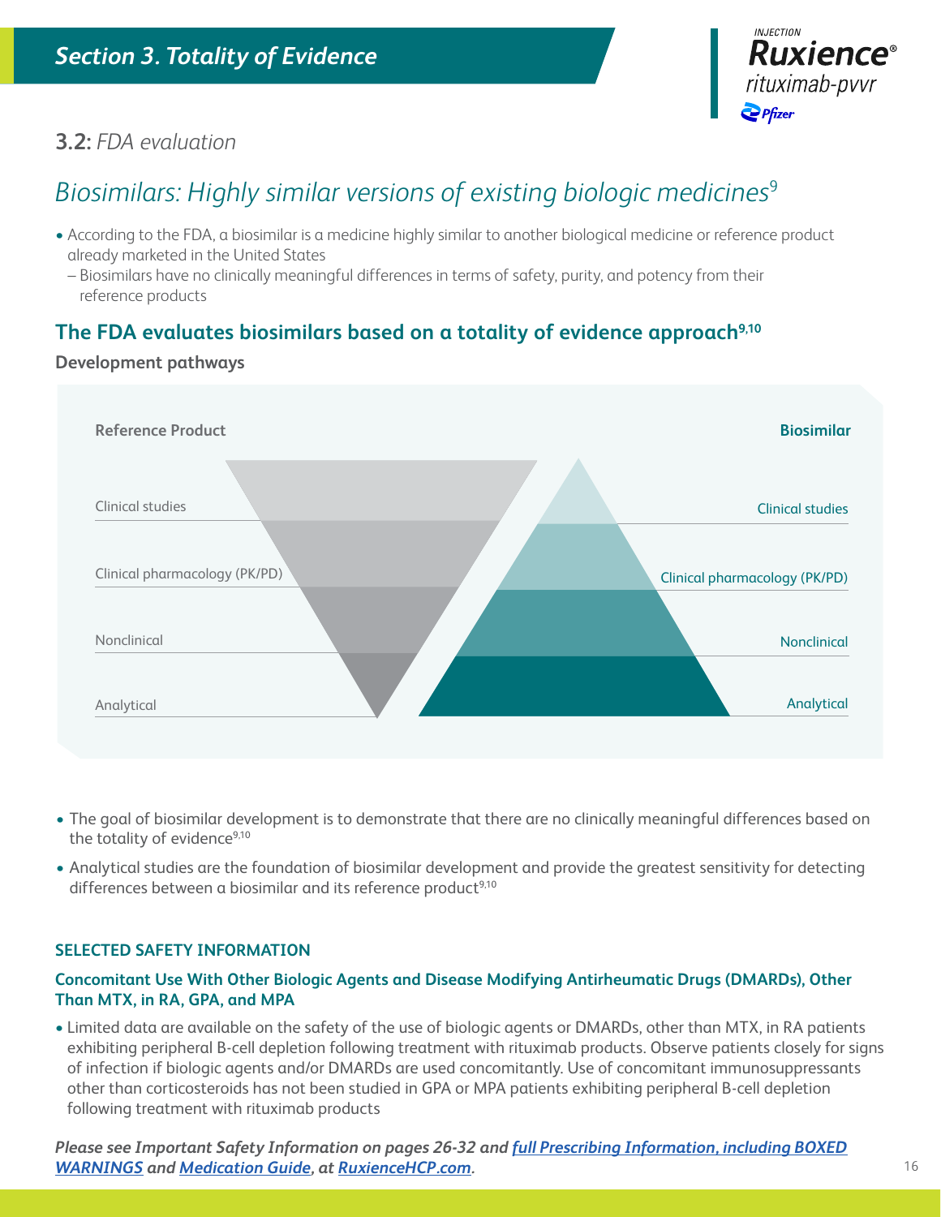# Section 3. Totality of Evidence

## 3.2: *FDA evaluation*

## *Biosimilars: Highly similar versions of existing biologic medicines*[9]

- According to the FDA, a biosimilar is a medicine highly similar to another biological medicine or reference product already marketed in the United States
  - Biosimilars have no clinically meaningful differences in terms of safety, purity, and potency from their reference products

## The FDA evaluates biosimilars based on a totality of evidence approach[9,10]

**Development pathways**

| Reference Product | Biosimilar |
|---|---|
| Clinical studies | Clinical studies |
| Clinical pharmacology (PK/PD) | Clinical pharmacology (PK/PD) |
| Nonclinical | Nonclinical |
| Analytical | Analytical |

- The goal of biosimilar development is to demonstrate that there are no clinically meaningful differences based on the totality of evidence[9,10]
- Analytical studies are the foundation of biosimilar development and provide the greatest sensitivity for detecting differences between a biosimilar and its reference product[9,10]

### SELECTED SAFETY INFORMATION

**Concomitant Use With Other Biologic Agents and Disease Modifying Antirheumatic Drugs (DMARDs), Other Than MTX, in RA, GPA, and MPA**

- Limited data are available on the safety of the use of biologic agents or DMARDs, other than MTX, in RA patients exhibiting peripheral B-cell depletion following treatment with rituximab products. Observe patients closely for signs of infection if biologic agents and/or DMARDs are used concomitantly. Use of concomitant immunosuppressants other than corticosteroids has not been studied in GPA or MPA patients exhibiting peripheral B-cell depletion following treatment with rituximab products

***Please see Important Safety Information on pages 26-32 and full Prescribing Information, including BOXED WARNINGS and Medication Guide, at RuxienceHCP.com.***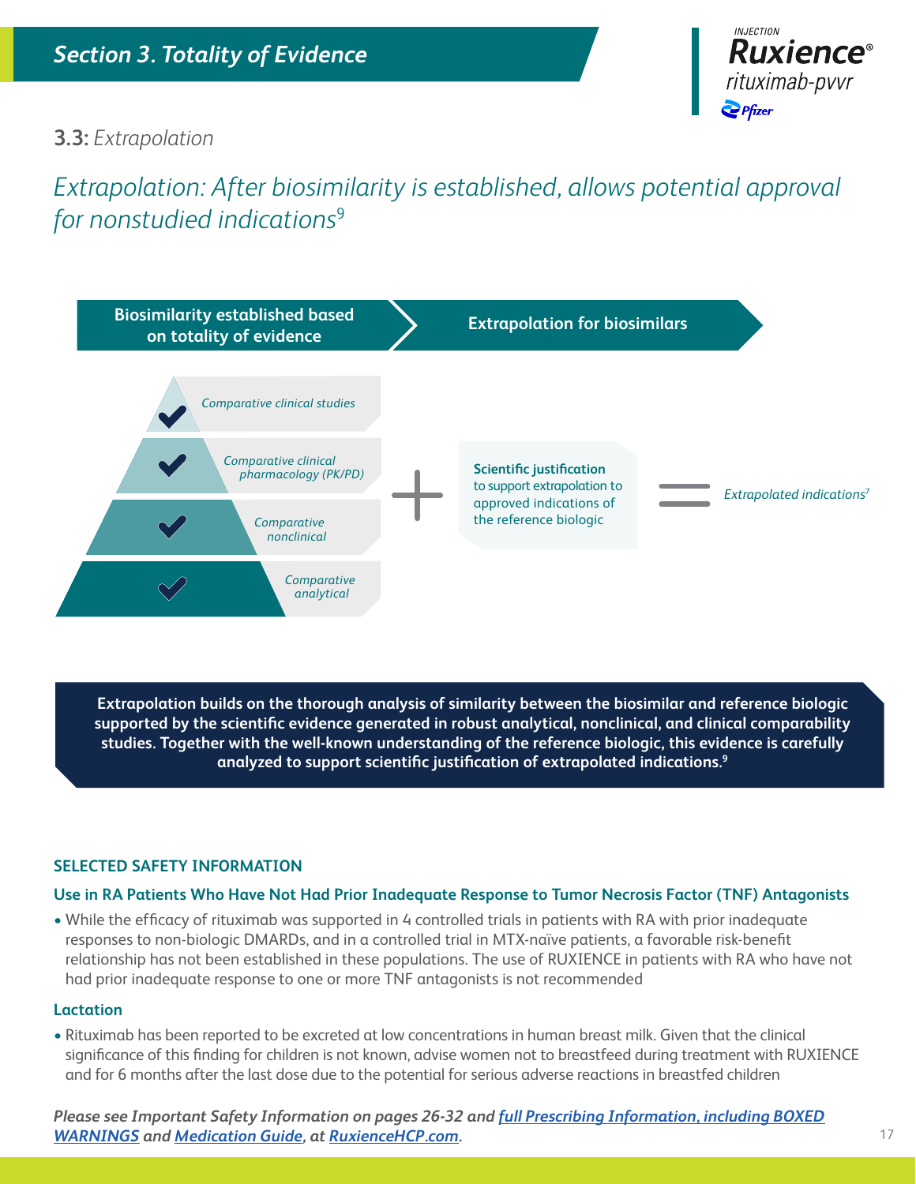## Section 3. Totality of Evidence

### 3.3: *Extrapolation*

*Extrapolation: After biosimilarity is established, allows potential approval for nonstudied indications*[9]

**Biosimilarity established based on totality of evidence** → **Extrapolation for biosimilars**

- *Comparative clinical studies*
- *Comparative clinical pharmacology (PK/PD)*
- *Comparative nonclinical*
- *Comparative analytical*

\+ **Scientific justification** to support extrapolation to approved indications of the reference biologic

= *Extrapolated indications*[7]

**Extrapolation builds on the thorough analysis of similarity between the biosimilar and reference biologic supported by the scientific evidence generated in robust analytical, nonclinical, and clinical comparability studies. Together with the well-known understanding of the reference biologic, this evidence is carefully analyzed to support scientific justification of extrapolated indications.**[9]

**SELECTED SAFETY INFORMATION**

**Use in RA Patients Who Have Not Had Prior Inadequate Response to Tumor Necrosis Factor (TNF) Antagonists**

- While the efficacy of rituximab was supported in 4 controlled trials in patients with RA with prior inadequate responses to non-biologic DMARDs, and in a controlled trial in MTX-naïve patients, a favorable risk-benefit relationship has not been established in these populations. The use of RUXIENCE in patients with RA who have not had prior inadequate response to one or more TNF antagonists is not recommended

**Lactation**

- Rituximab has been reported to be excreted at low concentrations in human breast milk. Given that the clinical significance of this finding for children is not known, advise women not to breastfeed during treatment with RUXIENCE and for 6 months after the last dose due to the potential for serious adverse reactions in breastfed children

***Please see Important Safety Information on pages 26-32 and full Prescribing Information, including BOXED WARNINGS and Medication Guide, at RuxienceHCP.com.***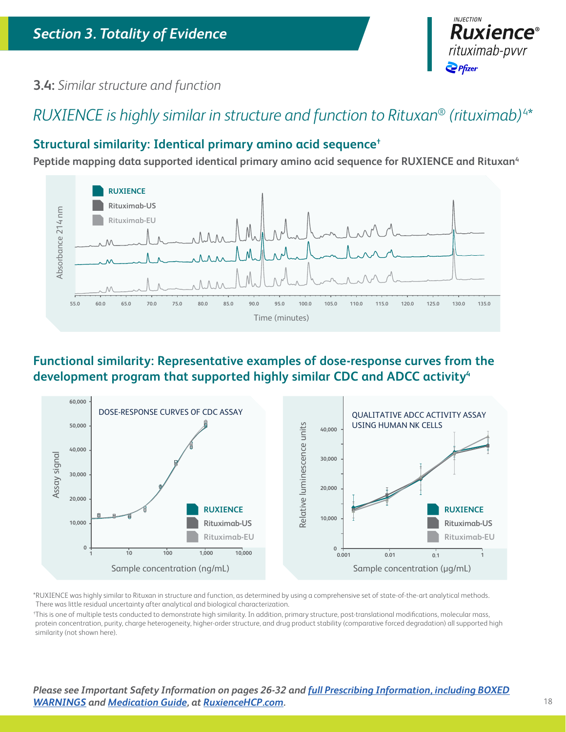## Section 3. Totality of Evidence

### **3.4:** *Similar structure and function*

# *RUXIENCE is highly similar in structure and function to Rituxan® (rituximab)[4]**

## Structural similarity: Identical primary amino acid sequence†

**Peptide mapping data supported identical primary amino acid sequence for RUXIENCE and Rituxan[4]**

RUXIENCE
Rituximab-US
Rituximab-EU

Absorbance 214 nm

55.0 60.0 65.0 70.0 75.0 80.0 85.0 90.0 95.0 100.0 105.0 110.0 115.0 120.0 125.0 130.0 135.0

Time (minutes)

## Functional similarity: Representative examples of dose-response curves from the development program that supported highly similar CDC and ADCC activity[4]

DOSE-RESPONSE CURVES OF CDC ASSAY

Assay signal: 0, 10,000, 20,000, 30,000, 40,000, 50,000, 60,000

Sample concentration (ng/mL): 1, 10, 100, 1,000, 10,000

RUXIENCE
Rituximab-US
Rituximab-EU

QUALITATIVE ADCC ACTIVITY ASSAY USING HUMAN NK CELLS

Relative luminescence units: 0, 10,000, 20,000, 30,000, 40,000

Sample concentration (µg/mL): 0.001, 0.01, 0.1, 1

RUXIENCE
Rituximab-US
Rituximab-EU

*RUXIENCE was highly similar to Rituxan in structure and function, as determined by using a comprehensive set of state-of-the-art analytical methods. There was little residual uncertainty after analytical and biological characterization.

†This is one of multiple tests conducted to demonstrate high similarity. In addition, primary structure, post-translational modifications, molecular mass, protein concentration, purity, charge heterogeneity, higher-order structure, and drug product stability (comparative forced degradation) all supported high similarity (not shown here).

***Please see Important Safety Information on pages 26-32 and full Prescribing Information, including BOXED WARNINGS and Medication Guide, at RuxienceHCP.com.***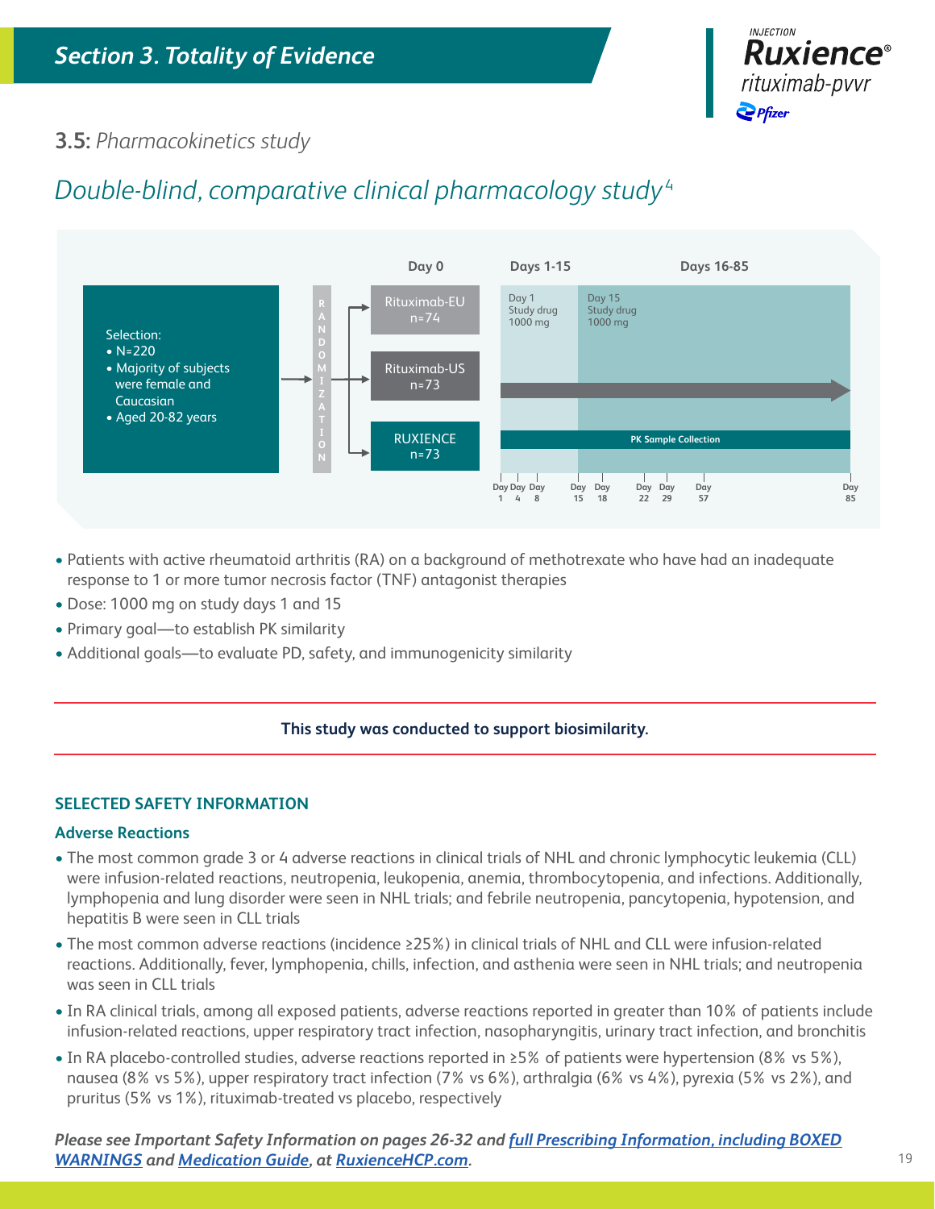## Section 3. Totality of Evidence

### 3.5: *Pharmacokinetics study*

## *Double-blind, comparative clinical pharmacology study*[4]

Selection:
- N=220
- Majority of subjects were female and Caucasian
- Aged 20-82 years

RANDOMIZATION

| Day 0 | Days 1-15 | Days 16-85 |
|---|---|---|
| Rituximab-EU n=74 | Day 1 Study drug 1000 mg | Day 15 Study drug 1000 mg |
| Rituximab-US n=73 | | |
| RUXIENCE n=73 | PK Sample Collection | |

PK sample collection: Day 1, Day 4, Day 8, Day 15, Day 18, Day 22, Day 29, Day 57, Day 85

- Patients with active rheumatoid arthritis (RA) on a background of methotrexate who have had an inadequate response to 1 or more tumor necrosis factor (TNF) antagonist therapies
- Dose: 1000 mg on study days 1 and 15
- Primary goal—to establish PK similarity
- Additional goals—to evaluate PD, safety, and immunogenicity similarity

**This study was conducted to support biosimilarity.**

### SELECTED SAFETY INFORMATION

#### Adverse Reactions

- The most common grade 3 or 4 adverse reactions in clinical trials of NHL and chronic lymphocytic leukemia (CLL) were infusion-related reactions, neutropenia, leukopenia, anemia, thrombocytopenia, and infections. Additionally, lymphopenia and lung disorder were seen in NHL trials; and febrile neutropenia, pancytopenia, hypotension, and hepatitis B were seen in CLL trials
- The most common adverse reactions (incidence ≥25%) in clinical trials of NHL and CLL were infusion-related reactions. Additionally, fever, lymphopenia, chills, infection, and asthenia were seen in NHL trials; and neutropenia was seen in CLL trials
- In RA clinical trials, among all exposed patients, adverse reactions reported in greater than 10% of patients include infusion-related reactions, upper respiratory tract infection, nasopharyngitis, urinary tract infection, and bronchitis
- In RA placebo-controlled studies, adverse reactions reported in ≥5% of patients were hypertension (8% vs 5%), nausea (8% vs 5%), upper respiratory tract infection (7% vs 6%), arthralgia (6% vs 4%), pyrexia (5% vs 2%), and pruritus (5% vs 1%), rituximab-treated vs placebo, respectively

***Please see Important Safety Information on pages 26-32 and full Prescribing Information, including BOXED WARNINGS and Medication Guide, at RuxienceHCP.com.***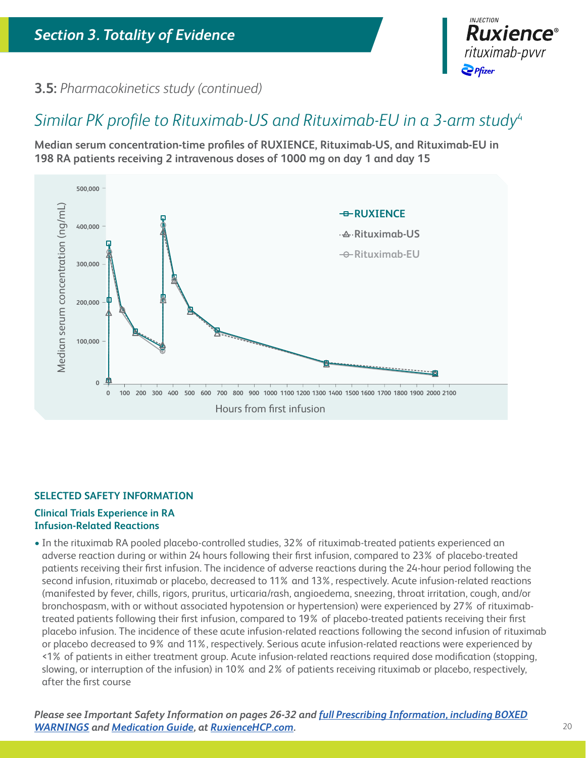## Section 3. Totality of Evidence

### 3.5: *Pharmacokinetics study (continued)*

# *Similar PK profile to Rituximab-US and Rituximab-EU in a 3-arm study*[4]

**Median serum concentration-time profiles of RUXIENCE, Rituximab-US, and Rituximab-EU in 198 RA patients receiving 2 intravenous doses of 1000 mg on day 1 and day 15**

### SELECTED SAFETY INFORMATION

**Clinical Trials Experience in RA**
**Infusion-Related Reactions**

- In the rituximab RA pooled placebo-controlled studies, 32% of rituximab-treated patients experienced an adverse reaction during or within 24 hours following their first infusion, compared to 23% of placebo-treated patients receiving their first infusion. The incidence of adverse reactions during the 24-hour period following the second infusion, rituximab or placebo, decreased to 11% and 13%, respectively. Acute infusion-related reactions (manifested by fever, chills, rigors, pruritus, urticaria/rash, angioedema, sneezing, throat irritation, cough, and/or bronchospasm, with or without associated hypotension or hypertension) were experienced by 27% of rituximab-treated patients following their first infusion, compared to 19% of placebo-treated patients receiving their first placebo infusion. The incidence of these acute infusion-related reactions following the second infusion of rituximab or placebo decreased to 9% and 11%, respectively. Serious acute infusion-related reactions were experienced by <1% of patients in either treatment group. Acute infusion-related reactions required dose modification (stopping, slowing, or interruption of the infusion) in 10% and 2% of patients receiving rituximab or placebo, respectively, after the first course

***Please see Important Safety Information on pages 26-32 and full Prescribing Information, including BOXED WARNINGS and Medication Guide, at RuxienceHCP.com.***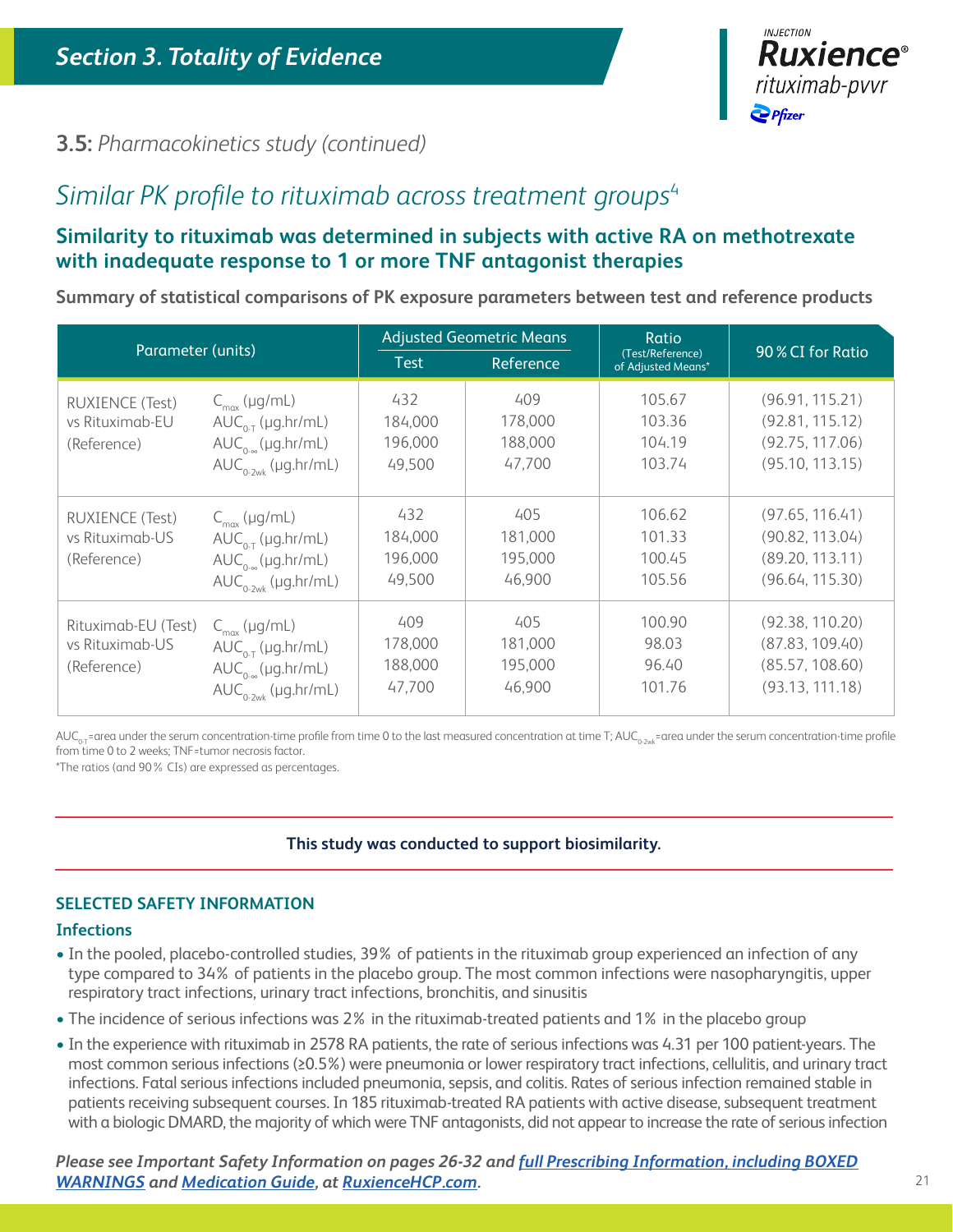## Section 3. Totality of Evidence

### 3.5: *Pharmacokinetics study (continued)*

# *Similar PK profile to rituximab across treatment groups*[4]

### Similarity to rituximab was determined in subjects with active RA on methotrexate with inadequate response to 1 or more TNF antagonist therapies

**Summary of statistical comparisons of PK exposure parameters between test and reference products**

| Parameter (units) | | Adjusted Geometric Means | | Ratio (Test/Reference) of Adjusted Means* | 90% CI for Ratio |
|---|---|---|---|---|---|
| | | Test | Reference | | |
| RUXIENCE (Test) vs Rituximab-EU (Reference) | $C_{max}$ (µg/mL) | 432 | 409 | 105.67 | (96.91, 115.21) |
| | $AUC_{0-T}$ (µg.hr/mL) | 184,000 | 178,000 | 103.36 | (92.81, 115.12) |
| | $AUC_{0-\infty}$ (µg.hr/mL) | 196,000 | 188,000 | 104.19 | (92.75, 117.06) |
| | $AUC_{0-2wk}$ (µg.hr/mL) | 49,500 | 47,700 | 103.74 | (95.10, 113.15) |
| RUXIENCE (Test) vs Rituximab-US (Reference) | $C_{max}$ (µg/mL) | 432 | 405 | 106.62 | (97.65, 116.41) |
| | $AUC_{0-T}$ (µg.hr/mL) | 184,000 | 181,000 | 101.33 | (90.82, 113.04) |
| | $AUC_{0-\infty}$ (µg.hr/mL) | 196,000 | 195,000 | 100.45 | (89.20, 113.11) |
| | $AUC_{0-2wk}$ (µg.hr/mL) | 49,500 | 46,900 | 105.56 | (96.64, 115.30) |
| Rituximab-EU (Test) vs Rituximab-US (Reference) | $C_{max}$ (µg/mL) | 409 | 405 | 100.90 | (92.38, 110.20) |
| | $AUC_{0-T}$ (µg.hr/mL) | 178,000 | 181,000 | 98.03 | (87.83, 109.40) |
| | $AUC_{0-\infty}$ (µg.hr/mL) | 188,000 | 195,000 | 96.40 | (85.57, 108.60) |
| | $AUC_{0-2wk}$ (µg.hr/mL) | 47,700 | 46,900 | 101.76 | (93.13, 111.18) |

$AUC_{0-T}$=area under the serum concentration-time profile from time 0 to the last measured concentration at time T; $AUC_{0-2wk}$=area under the serum concentration-time profile from time 0 to 2 weeks; TNF=tumor necrosis factor.

*The ratios (and 90% CIs) are expressed as percentages.

**This study was conducted to support biosimilarity.**

### SELECTED SAFETY INFORMATION

**Infections**

- In the pooled, placebo-controlled studies, 39% of patients in the rituximab group experienced an infection of any type compared to 34% of patients in the placebo group. The most common infections were nasopharyngitis, upper respiratory tract infections, urinary tract infections, bronchitis, and sinusitis
- The incidence of serious infections was 2% in the rituximab-treated patients and 1% in the placebo group
- In the experience with rituximab in 2578 RA patients, the rate of serious infections was 4.31 per 100 patient-years. The most common serious infections (≥0.5%) were pneumonia or lower respiratory tract infections, cellulitis, and urinary tract infections. Fatal serious infections included pneumonia, sepsis, and colitis. Rates of serious infection remained stable in patients receiving subsequent courses. In 185 rituximab-treated RA patients with active disease, subsequent treatment with a biologic DMARD, the majority of which were TNF antagonists, did not appear to increase the rate of serious infection

***Please see Important Safety Information on pages 26-32 and full Prescribing Information, including BOXED WARNINGS and Medication Guide, at RuxienceHCP.com.***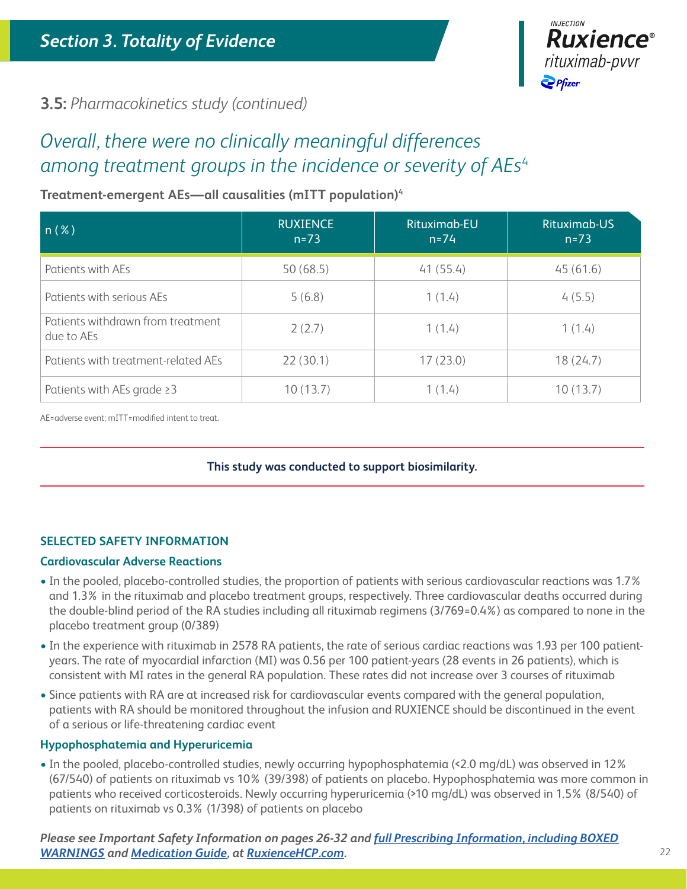## Section 3. Totality of Evidence

### 3.5: *Pharmacokinetics study (continued)*

## *Overall, there were no clinically meaningful differences among treatment groups in the incidence or severity of AEs[4]*

**Treatment-emergent AEs—all causalities (mITT population)[4]**

| n (%) | RUXIENCE n=73 | Rituximab-EU n=74 | Rituximab-US n=73 |
|---|---|---|---|
| Patients with AEs | 50 (68.5) | 41 (55.4) | 45 (61.6) |
| Patients with serious AEs | 5 (6.8) | 1 (1.4) | 4 (5.5) |
| Patients withdrawn from treatment due to AEs | 2 (2.7) | 1 (1.4) | 1 (1.4) |
| Patients with treatment-related AEs | 22 (30.1) | 17 (23.0) | 18 (24.7) |
| Patients with AEs grade ≥3 | 10 (13.7) | 1 (1.4) | 10 (13.7) |

AE=adverse event; mITT=modified intent to treat.

**This study was conducted to support biosimilarity.**

### SELECTED SAFETY INFORMATION

#### Cardiovascular Adverse Reactions

- In the pooled, placebo-controlled studies, the proportion of patients with serious cardiovascular reactions was 1.7% and 1.3% in the rituximab and placebo treatment groups, respectively. Three cardiovascular deaths occurred during the double-blind period of the RA studies including all rituximab regimens (3/769=0.4%) as compared to none in the placebo treatment group (0/389)
- In the experience with rituximab in 2578 RA patients, the rate of serious cardiac reactions was 1.93 per 100 patient-years. The rate of myocardial infarction (MI) was 0.56 per 100 patient-years (28 events in 26 patients), which is consistent with MI rates in the general RA population. These rates did not increase over 3 courses of rituximab
- Since patients with RA are at increased risk for cardiovascular events compared with the general population, patients with RA should be monitored throughout the infusion and RUXIENCE should be discontinued in the event of a serious or life-threatening cardiac event

#### Hypophosphatemia and Hyperuricemia

- In the pooled, placebo-controlled studies, newly occurring hypophosphatemia (<2.0 mg/dL) was observed in 12% (67/540) of patients on rituximab vs 10% (39/398) of patients on placebo. Hypophosphatemia was more common in patients who received corticosteroids. Newly occurring hyperuricemia (>10 mg/dL) was observed in 1.5% (8/540) of patients on rituximab vs 0.3% (1/398) of patients on placebo

***Please see Important Safety Information on pages 26-32 and full Prescribing Information, including BOXED WARNINGS and Medication Guide, at RuxienceHCP.com.***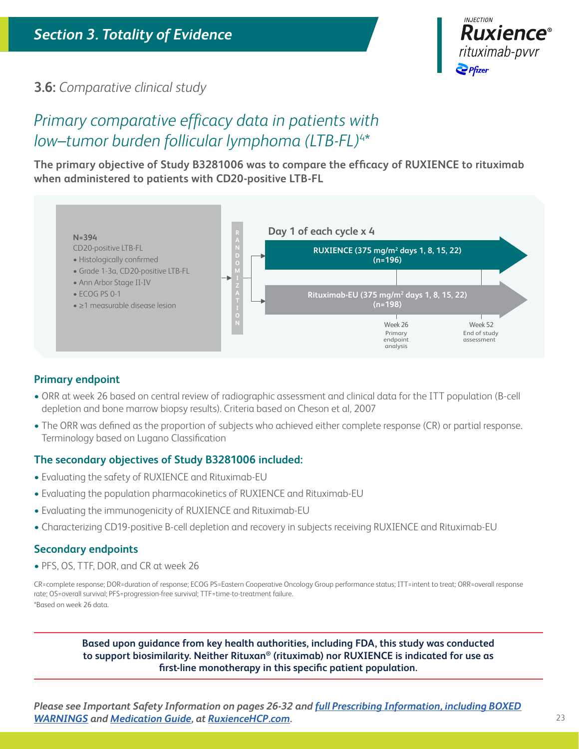## Section 3. Totality of Evidence

### 3.6: *Comparative clinical study*

# *Primary comparative efficacy data in patients with low–tumor burden follicular lymphoma (LTB-FL)[4]**

**The primary objective of Study B3281006 was to compare the efficacy of RUXIENCE to rituximab when administered to patients with CD20-positive LTB-FL**

**N=394**
CD20-positive LTB-FL
- Histologically confirmed
- Grade 1-3a, CD20-positive LTB-FL
- Ann Arbor Stage II-IV
- ECOG PS 0-1
- ≥1 measurable disease lesion

RANDOMIZATION

**Day 1 of each cycle x 4**

**RUXIENCE (375 mg/m² days 1, 8, 15, 22) (n=196)**

**Rituximab-EU (375 mg/m² days 1, 8, 15, 22) (n=198)**

Week 26 — Primary endpoint analysis

Week 52 — End of study assessment

### Primary endpoint

- ORR at week 26 based on central review of radiographic assessment and clinical data for the ITT population (B-cell depletion and bone marrow biopsy results). Criteria based on Cheson et al, 2007
- The ORR was defined as the proportion of subjects who achieved either complete response (CR) or partial response. Terminology based on Lugano Classification

### The secondary objectives of Study B3281006 included:

- Evaluating the safety of RUXIENCE and Rituximab-EU
- Evaluating the population pharmacokinetics of RUXIENCE and Rituximab-EU
- Evaluating the immunogenicity of RUXIENCE and Rituximab-EU
- Characterizing CD19-positive B-cell depletion and recovery in subjects receiving RUXIENCE and Rituximab-EU

### Secondary endpoints

- PFS, OS, TTF, DOR, and CR at week 26

CR=complete response; DOR=duration of response; ECOG PS=Eastern Cooperative Oncology Group performance status; ITT=intent to treat; ORR=overall response rate; OS=overall survival; PFS=progression-free survival; TTF=time-to-treatment failure.
*Based on week 26 data.

**Based upon guidance from key health authorities, including FDA, this study was conducted to support biosimilarity. Neither Rituxan® (rituximab) nor RUXIENCE is indicated for use as first-line monotherapy in this specific patient population.**

***Please see Important Safety Information on pages 26-32 and full Prescribing Information, including BOXED WARNINGS and Medication Guide, at RuxienceHCP.com.***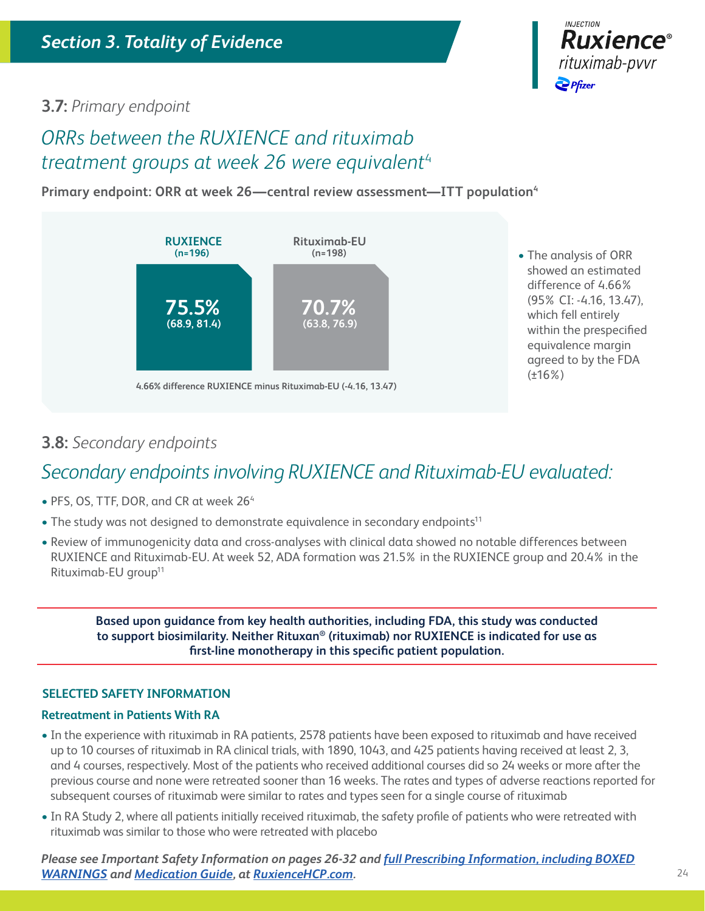## Section 3. Totality of Evidence

**3.7:** *Primary endpoint*

# *ORRs between the RUXIENCE and rituximab treatment groups at week 26 were equivalent*[4]

**Primary endpoint: ORR at week 26—central review assessment—ITT population**[4]

| RUXIENCE (n=196) | Rituximab-EU (n=198) |
|---|---|
| **75.5%** (68.9, 81.4) | **70.7%** (63.8, 76.9) |

4.66% difference RUXIENCE minus Rituximab-EU (-4.16, 13.47)

- The analysis of ORR showed an estimated difference of 4.66% (95% CI: -4.16, 13.47), which fell entirely within the prespecified equivalence margin agreed to by the FDA (±16%)

**3.8:** *Secondary endpoints*

# *Secondary endpoints involving RUXIENCE and Rituximab-EU evaluated:*

- PFS, OS, TTF, DOR, and CR at week 26[4]
- The study was not designed to demonstrate equivalence in secondary endpoints[11]
- Review of immunogenicity data and cross-analyses with clinical data showed no notable differences between RUXIENCE and Rituximab-EU. At week 52, ADA formation was 21.5% in the RUXIENCE group and 20.4% in the Rituximab-EU group[11]

**Based upon guidance from key health authorities, including FDA, this study was conducted to support biosimilarity. Neither Rituxan® (rituximab) nor RUXIENCE is indicated for use as first-line monotherapy in this specific patient population.**

### SELECTED SAFETY INFORMATION

**Retreatment in Patients With RA**

- In the experience with rituximab in RA patients, 2578 patients have been exposed to rituximab and have received up to 10 courses of rituximab in RA clinical trials, with 1890, 1043, and 425 patients having received at least 2, 3, and 4 courses, respectively. Most of the patients who received additional courses did so 24 weeks or more after the previous course and none were retreated sooner than 16 weeks. The rates and types of adverse reactions reported for subsequent courses of rituximab were similar to rates and types seen for a single course of rituximab
- In RA Study 2, where all patients initially received rituximab, the safety profile of patients who were retreated with rituximab was similar to those who were retreated with placebo

***Please see Important Safety Information on pages 26-32 and full Prescribing Information, including BOXED WARNINGS and Medication Guide, at RuxienceHCP.com.***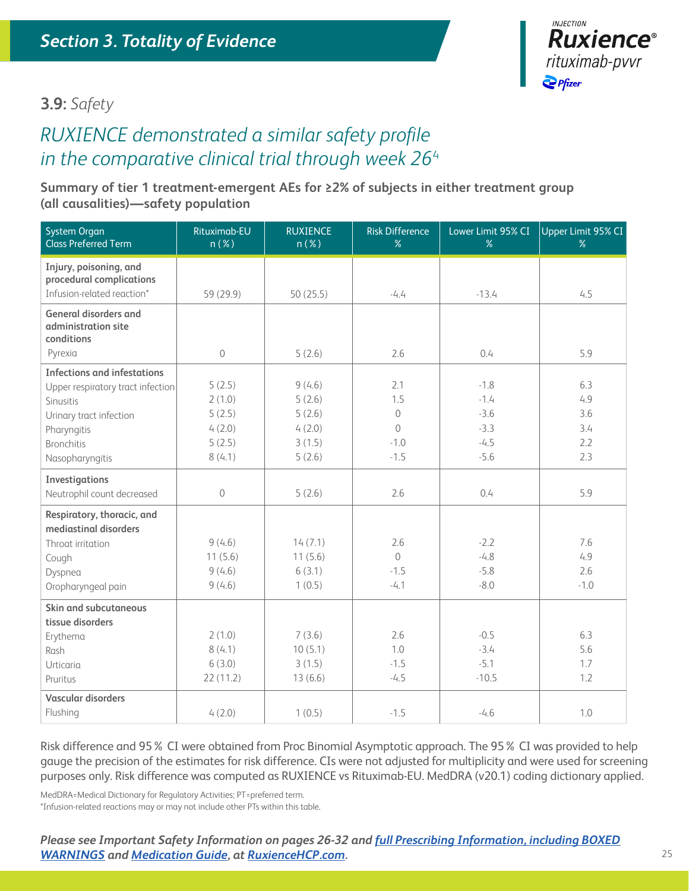# Section 3. Totality of Evidence

## 3.9: *Safety*

## *RUXIENCE demonstrated a similar safety profile in the comparative clinical trial through week 26*[4]

**Summary of tier 1 treatment-emergent AEs for ≥2% of subjects in either treatment group (all causalities)—safety population**

| System Organ Class Preferred Term | Rituximab-EU n (%) | RUXIENCE n (%) | Risk Difference % | Lower Limit 95% CI % | Upper Limit 95% CI % |
|---|---|---|---|---|---|
| **Injury, poisoning, and procedural complications** | | | | | |
| Infusion-related reaction* | 59 (29.9) | 50 (25.5) | -4.4 | -13.4 | 4.5 |
| **General disorders and administration site conditions** | | | | | |
| Pyrexia | 0 | 5 (2.6) | 2.6 | 0.4 | 5.9 |
| **Infections and infestations** | | | | | |
| Upper respiratory tract infection | 5 (2.5) | 9 (4.6) | 2.1 | -1.8 | 6.3 |
| Sinusitis | 2 (1.0) | 5 (2.6) | 1.5 | -1.4 | 4.9 |
| Urinary tract infection | 5 (2.5) | 5 (2.6) | 0 | -3.6 | 3.6 |
| Pharyngitis | 4 (2.0) | 4 (2.0) | 0 | -3.3 | 3.4 |
| Bronchitis | 5 (2.5) | 3 (1.5) | -1.0 | -4.5 | 2.2 |
| Nasopharyngitis | 8 (4.1) | 5 (2.6) | -1.5 | -5.6 | 2.3 |
| **Investigations** | | | | | |
| Neutrophil count decreased | 0 | 5 (2.6) | 2.6 | 0.4 | 5.9 |
| **Respiratory, thoracic, and mediastinal disorders** | | | | | |
| Throat irritation | 9 (4.6) | 14 (7.1) | 2.6 | -2.2 | 7.6 |
| Cough | 11 (5.6) | 11 (5.6) | 0 | -4.8 | 4.9 |
| Dyspnea | 9 (4.6) | 6 (3.1) | -1.5 | -5.8 | 2.6 |
| Oropharyngeal pain | 9 (4.6) | 1 (0.5) | -4.1 | -8.0 | -1.0 |
| **Skin and subcutaneous tissue disorders** | | | | | |
| Erythema | 2 (1.0) | 7 (3.6) | 2.6 | -0.5 | 6.3 |
| Rash | 8 (4.1) | 10 (5.1) | 1.0 | -3.4 | 5.6 |
| Urticaria | 6 (3.0) | 3 (1.5) | -1.5 | -5.1 | 1.7 |
| Pruritus | 22 (11.2) | 13 (6.6) | -4.5 | -10.5 | 1.2 |
| **Vascular disorders** | | | | | |
| Flushing | 4 (2.0) | 1 (0.5) | -1.5 | -4.6 | 1.0 |

Risk difference and 95% CI were obtained from Proc Binomial Asymptotic approach. The 95% CI was provided to help gauge the precision of the estimates for risk difference. CIs were not adjusted for multiplicity and were used for screening purposes only. Risk difference was computed as RUXIENCE vs Rituximab-EU. MedDRA (v20.1) coding dictionary applied.

MedDRA=Medical Dictionary for Regulatory Activities; PT=preferred term.
*Infusion-related reactions may or may not include other PTs within this table.

***Please see Important Safety Information on pages 26-32 and full Prescribing Information, including BOXED WARNINGS and Medication Guide, at RuxienceHCP.com.***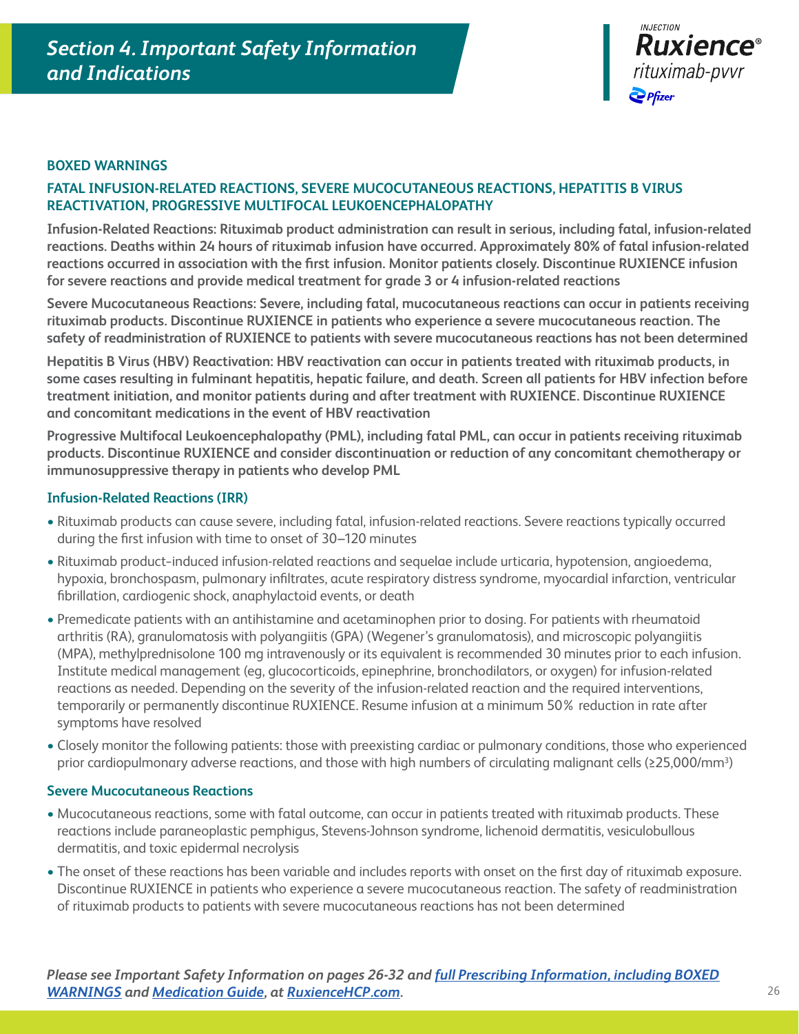# Section 4. Important Safety Information and Indications

INJECTION
**Ruxience®**
*rituximab-pvvr*
Pfizer

## BOXED WARNINGS

### FATAL INFUSION-RELATED REACTIONS, SEVERE MUCOCUTANEOUS REACTIONS, HEPATITIS B VIRUS REACTIVATION, PROGRESSIVE MULTIFOCAL LEUKOENCEPHALOPATHY

**Infusion-Related Reactions: Rituximab product administration can result in serious, including fatal, infusion-related reactions. Deaths within 24 hours of rituximab infusion have occurred. Approximately 80% of fatal infusion-related reactions occurred in association with the first infusion. Monitor patients closely. Discontinue RUXIENCE infusion for severe reactions and provide medical treatment for grade 3 or 4 infusion-related reactions**

**Severe Mucocutaneous Reactions: Severe, including fatal, mucocutaneous reactions can occur in patients receiving rituximab products. Discontinue RUXIENCE in patients who experience a severe mucocutaneous reaction. The safety of readministration of RUXIENCE to patients with severe mucocutaneous reactions has not been determined**

**Hepatitis B Virus (HBV) Reactivation: HBV reactivation can occur in patients treated with rituximab products, in some cases resulting in fulminant hepatitis, hepatic failure, and death. Screen all patients for HBV infection before treatment initiation, and monitor patients during and after treatment with RUXIENCE. Discontinue RUXIENCE and concomitant medications in the event of HBV reactivation**

**Progressive Multifocal Leukoencephalopathy (PML), including fatal PML, can occur in patients receiving rituximab products. Discontinue RUXIENCE and consider discontinuation or reduction of any concomitant chemotherapy or immunosuppressive therapy in patients who develop PML**

### Infusion-Related Reactions (IRR)

- Rituximab products can cause severe, including fatal, infusion-related reactions. Severe reactions typically occurred during the first infusion with time to onset of 30–120 minutes
- Rituximab product-induced infusion-related reactions and sequelae include urticaria, hypotension, angioedema, hypoxia, bronchospasm, pulmonary infiltrates, acute respiratory distress syndrome, myocardial infarction, ventricular fibrillation, cardiogenic shock, anaphylactoid events, or death
- Premedicate patients with an antihistamine and acetaminophen prior to dosing. For patients with rheumatoid arthritis (RA), granulomatosis with polyangiitis (GPA) (Wegener's granulomatosis), and microscopic polyangiitis (MPA), methylprednisolone 100 mg intravenously or its equivalent is recommended 30 minutes prior to each infusion. Institute medical management (eg, glucocorticoids, epinephrine, bronchodilators, or oxygen) for infusion-related reactions as needed. Depending on the severity of the infusion-related reaction and the required interventions, temporarily or permanently discontinue RUXIENCE. Resume infusion at a minimum 50% reduction in rate after symptoms have resolved
- Closely monitor the following patients: those with preexisting cardiac or pulmonary conditions, those who experienced prior cardiopulmonary adverse reactions, and those with high numbers of circulating malignant cells (≥25,000/mm$^3$)

### Severe Mucocutaneous Reactions

- Mucocutaneous reactions, some with fatal outcome, can occur in patients treated with rituximab products. These reactions include paraneoplastic pemphigus, Stevens-Johnson syndrome, lichenoid dermatitis, vesiculobullous dermatitis, and toxic epidermal necrolysis
- The onset of these reactions has been variable and includes reports with onset on the first day of rituximab exposure. Discontinue RUXIENCE in patients who experience a severe mucocutaneous reaction. The safety of readministration of rituximab products to patients with severe mucocutaneous reactions has not been determined

***Please see Important Safety Information on pages 26-32 and full Prescribing Information, including BOXED WARNINGS and Medication Guide, at RuxienceHCP.com.***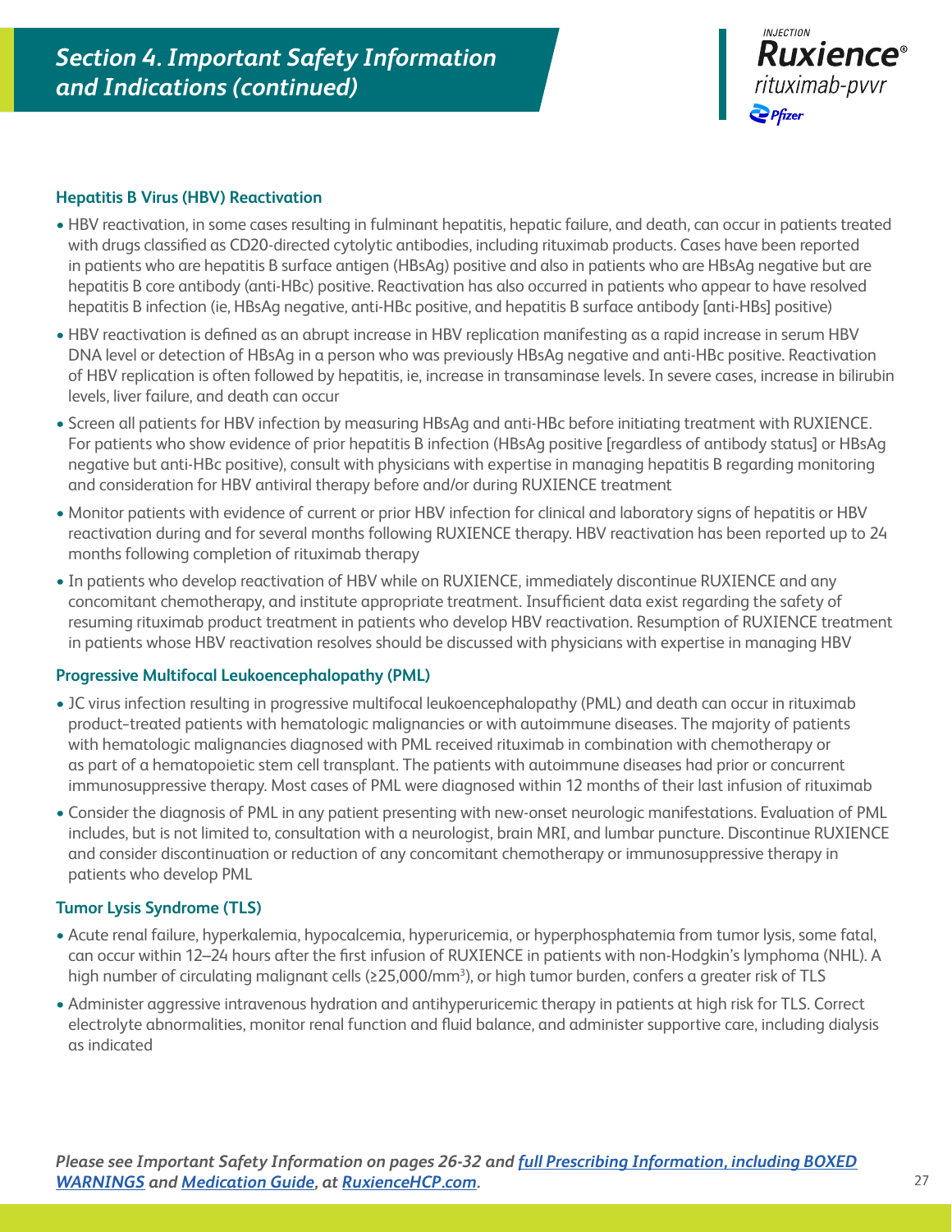# Section 4. Important Safety Information and Indications (continued)

### Hepatitis B Virus (HBV) Reactivation

- HBV reactivation, in some cases resulting in fulminant hepatitis, hepatic failure, and death, can occur in patients treated with drugs classified as CD20-directed cytolytic antibodies, including rituximab products. Cases have been reported in patients who are hepatitis B surface antigen (HBsAg) positive and also in patients who are HBsAg negative but are hepatitis B core antibody (anti-HBc) positive. Reactivation has also occurred in patients who appear to have resolved hepatitis B infection (ie, HBsAg negative, anti-HBc positive, and hepatitis B surface antibody [anti-HBs] positive)
- HBV reactivation is defined as an abrupt increase in HBV replication manifesting as a rapid increase in serum HBV DNA level or detection of HBsAg in a person who was previously HBsAg negative and anti-HBc positive. Reactivation of HBV replication is often followed by hepatitis, ie, increase in transaminase levels. In severe cases, increase in bilirubin levels, liver failure, and death can occur
- Screen all patients for HBV infection by measuring HBsAg and anti-HBc before initiating treatment with RUXIENCE. For patients who show evidence of prior hepatitis B infection (HBsAg positive [regardless of antibody status] or HBsAg negative but anti-HBc positive), consult with physicians with expertise in managing hepatitis B regarding monitoring and consideration for HBV antiviral therapy before and/or during RUXIENCE treatment
- Monitor patients with evidence of current or prior HBV infection for clinical and laboratory signs of hepatitis or HBV reactivation during and for several months following RUXIENCE therapy. HBV reactivation has been reported up to 24 months following completion of rituximab therapy
- In patients who develop reactivation of HBV while on RUXIENCE, immediately discontinue RUXIENCE and any concomitant chemotherapy, and institute appropriate treatment. Insufficient data exist regarding the safety of resuming rituximab product treatment in patients who develop HBV reactivation. Resumption of RUXIENCE treatment in patients whose HBV reactivation resolves should be discussed with physicians with expertise in managing HBV

### Progressive Multifocal Leukoencephalopathy (PML)

- JC virus infection resulting in progressive multifocal leukoencephalopathy (PML) and death can occur in rituximab product-treated patients with hematologic malignancies or with autoimmune diseases. The majority of patients with hematologic malignancies diagnosed with PML received rituximab in combination with chemotherapy or as part of a hematopoietic stem cell transplant. The patients with autoimmune diseases had prior or concurrent immunosuppressive therapy. Most cases of PML were diagnosed within 12 months of their last infusion of rituximab
- Consider the diagnosis of PML in any patient presenting with new-onset neurologic manifestations. Evaluation of PML includes, but is not limited to, consultation with a neurologist, brain MRI, and lumbar puncture. Discontinue RUXIENCE and consider discontinuation or reduction of any concomitant chemotherapy or immunosuppressive therapy in patients who develop PML

### Tumor Lysis Syndrome (TLS)

- Acute renal failure, hyperkalemia, hypocalcemia, hyperuricemia, or hyperphosphatemia from tumor lysis, some fatal, can occur within 12–24 hours after the first infusion of RUXIENCE in patients with non-Hodgkin's lymphoma (NHL). A high number of circulating malignant cells (≥25,000/mm$^3$), or high tumor burden, confers a greater risk of TLS
- Administer aggressive intravenous hydration and antihyperuricemic therapy in patients at high risk for TLS. Correct electrolyte abnormalities, monitor renal function and fluid balance, and administer supportive care, including dialysis as indicated

***Please see Important Safety Information on pages 26-32 and full Prescribing Information, including BOXED WARNINGS and Medication Guide, at RuxienceHCP.com.***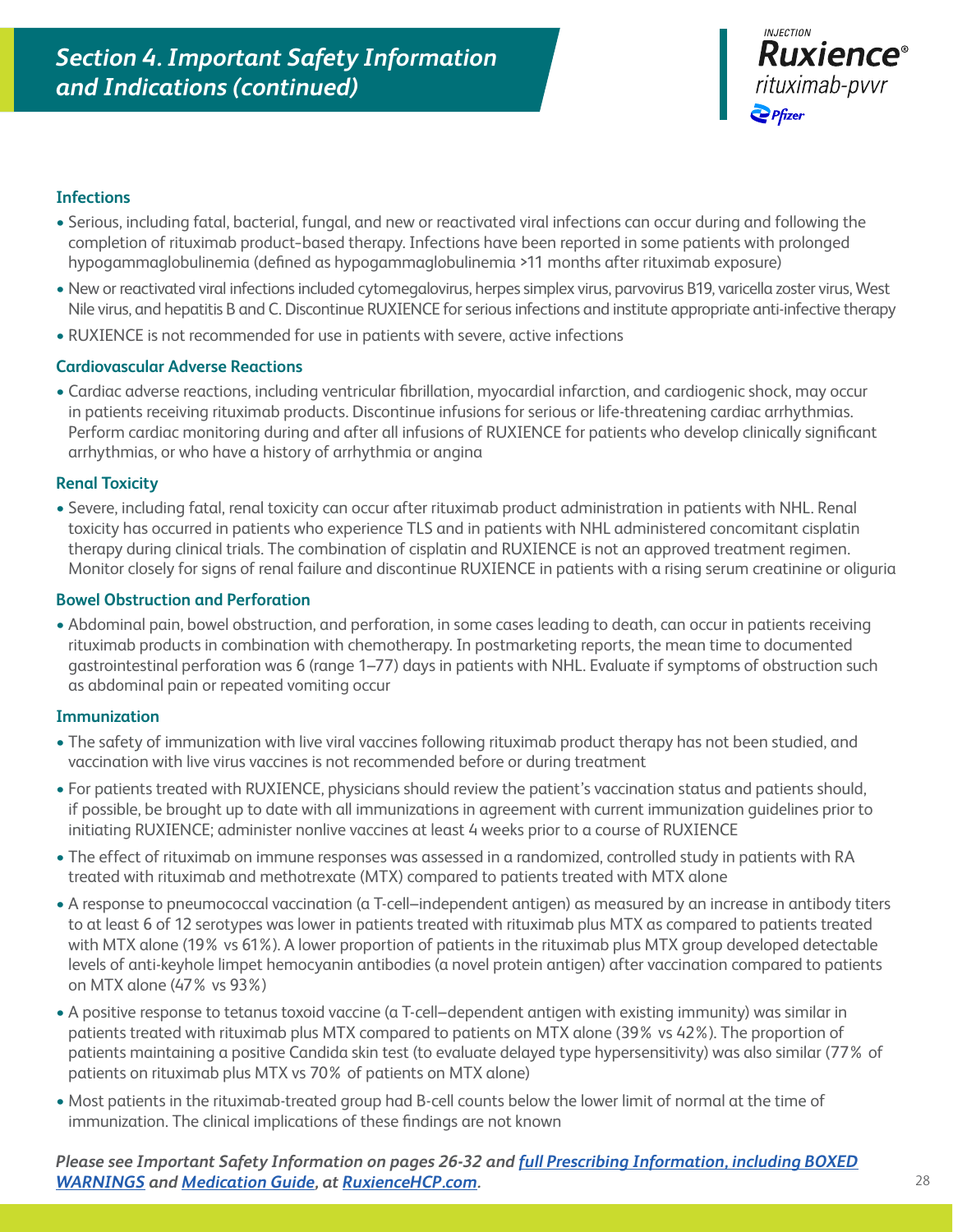## Section 4. Important Safety Information and Indications (continued)

### Infections

- Serious, including fatal, bacterial, fungal, and new or reactivated viral infections can occur during and following the completion of rituximab product-based therapy. Infections have been reported in some patients with prolonged hypogammaglobulinemia (defined as hypogammaglobulinemia >11 months after rituximab exposure)
- New or reactivated viral infections included cytomegalovirus, herpes simplex virus, parvovirus B19, varicella zoster virus, West Nile virus, and hepatitis B and C. Discontinue RUXIENCE for serious infections and institute appropriate anti-infective therapy
- RUXIENCE is not recommended for use in patients with severe, active infections

### Cardiovascular Adverse Reactions

- Cardiac adverse reactions, including ventricular fibrillation, myocardial infarction, and cardiogenic shock, may occur in patients receiving rituximab products. Discontinue infusions for serious or life-threatening cardiac arrhythmias. Perform cardiac monitoring during and after all infusions of RUXIENCE for patients who develop clinically significant arrhythmias, or who have a history of arrhythmia or angina

### Renal Toxicity

- Severe, including fatal, renal toxicity can occur after rituximab product administration in patients with NHL. Renal toxicity has occurred in patients who experience TLS and in patients with NHL administered concomitant cisplatin therapy during clinical trials. The combination of cisplatin and RUXIENCE is not an approved treatment regimen. Monitor closely for signs of renal failure and discontinue RUXIENCE in patients with a rising serum creatinine or oliguria

### Bowel Obstruction and Perforation

- Abdominal pain, bowel obstruction, and perforation, in some cases leading to death, can occur in patients receiving rituximab products in combination with chemotherapy. In postmarketing reports, the mean time to documented gastrointestinal perforation was 6 (range 1–77) days in patients with NHL. Evaluate if symptoms of obstruction such as abdominal pain or repeated vomiting occur

### Immunization

- The safety of immunization with live viral vaccines following rituximab product therapy has not been studied, and vaccination with live virus vaccines is not recommended before or during treatment
- For patients treated with RUXIENCE, physicians should review the patient's vaccination status and patients should, if possible, be brought up to date with all immunizations in agreement with current immunization guidelines prior to initiating RUXIENCE; administer nonlive vaccines at least 4 weeks prior to a course of RUXIENCE
- The effect of rituximab on immune responses was assessed in a randomized, controlled study in patients with RA treated with rituximab and methotrexate (MTX) compared to patients treated with MTX alone
- A response to pneumococcal vaccination (a T-cell–independent antigen) as measured by an increase in antibody titers to at least 6 of 12 serotypes was lower in patients treated with rituximab plus MTX as compared to patients treated with MTX alone (19% vs 61%). A lower proportion of patients in the rituximab plus MTX group developed detectable levels of anti-keyhole limpet hemocyanin antibodies (a novel protein antigen) after vaccination compared to patients on MTX alone (47% vs 93%)
- A positive response to tetanus toxoid vaccine (a T-cell–dependent antigen with existing immunity) was similar in patients treated with rituximab plus MTX compared to patients on MTX alone (39% vs 42%). The proportion of patients maintaining a positive Candida skin test (to evaluate delayed type hypersensitivity) was also similar (77% of patients on rituximab plus MTX vs 70% of patients on MTX alone)
- Most patients in the rituximab-treated group had B-cell counts below the lower limit of normal at the time of immunization. The clinical implications of these findings are not known

***Please see Important Safety Information on pages 26-32 and full Prescribing Information, including BOXED WARNINGS and Medication Guide, at RuxienceHCP.com.***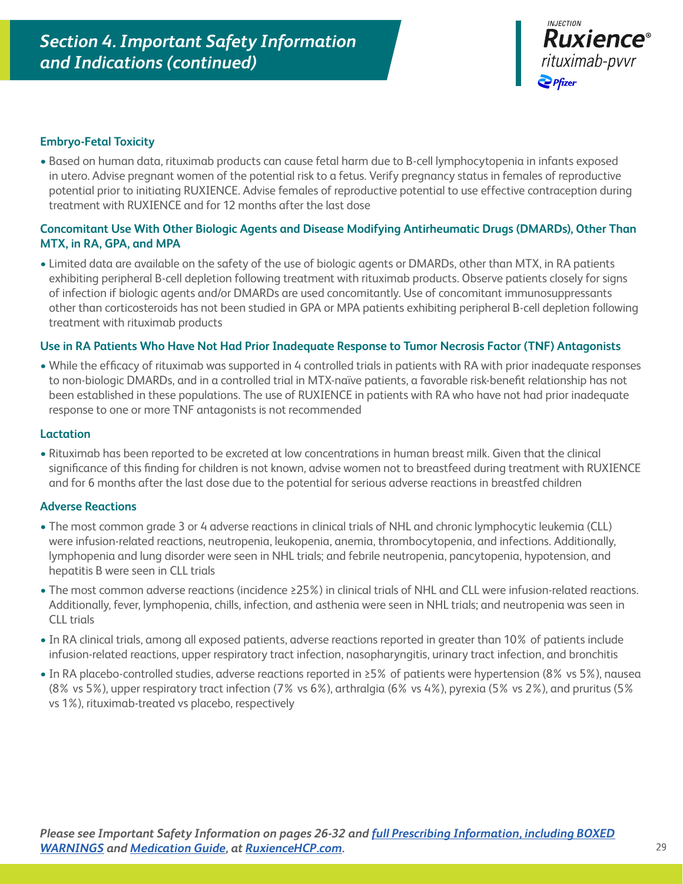## *Section 4. Important Safety Information and Indications (continued)*

INJECTION
**Ruxience®**
*rituximab-pvvr*
Pfizer

### Embryo-Fetal Toxicity

- Based on human data, rituximab products can cause fetal harm due to B-cell lymphocytopenia in infants exposed in utero. Advise pregnant women of the potential risk to a fetus. Verify pregnancy status in females of reproductive potential prior to initiating RUXIENCE. Advise females of reproductive potential to use effective contraception during treatment with RUXIENCE and for 12 months after the last dose

### Concomitant Use With Other Biologic Agents and Disease Modifying Antirheumatic Drugs (DMARDs), Other Than MTX, in RA, GPA, and MPA

- Limited data are available on the safety of the use of biologic agents or DMARDs, other than MTX, in RA patients exhibiting peripheral B-cell depletion following treatment with rituximab products. Observe patients closely for signs of infection if biologic agents and/or DMARDs are used concomitantly. Use of concomitant immunosuppressants other than corticosteroids has not been studied in GPA or MPA patients exhibiting peripheral B-cell depletion following treatment with rituximab products

### Use in RA Patients Who Have Not Had Prior Inadequate Response to Tumor Necrosis Factor (TNF) Antagonists

- While the efficacy of rituximab was supported in 4 controlled trials in patients with RA with prior inadequate responses to non-biologic DMARDs, and in a controlled trial in MTX-naïve patients, a favorable risk-benefit relationship has not been established in these populations. The use of RUXIENCE in patients with RA who have not had prior inadequate response to one or more TNF antagonists is not recommended

### Lactation

- Rituximab has been reported to be excreted at low concentrations in human breast milk. Given that the clinical significance of this finding for children is not known, advise women not to breastfeed during treatment with RUXIENCE and for 6 months after the last dose due to the potential for serious adverse reactions in breastfed children

### Adverse Reactions

- The most common grade 3 or 4 adverse reactions in clinical trials of NHL and chronic lymphocytic leukemia (CLL) were infusion-related reactions, neutropenia, leukopenia, anemia, thrombocytopenia, and infections. Additionally, lymphopenia and lung disorder were seen in NHL trials; and febrile neutropenia, pancytopenia, hypotension, and hepatitis B were seen in CLL trials
- The most common adverse reactions (incidence ≥25%) in clinical trials of NHL and CLL were infusion-related reactions. Additionally, fever, lymphopenia, chills, infection, and asthenia were seen in NHL trials; and neutropenia was seen in CLL trials
- In RA clinical trials, among all exposed patients, adverse reactions reported in greater than 10% of patients include infusion-related reactions, upper respiratory tract infection, nasopharyngitis, urinary tract infection, and bronchitis
- In RA placebo-controlled studies, adverse reactions reported in ≥5% of patients were hypertension (8% vs 5%), nausea (8% vs 5%), upper respiratory tract infection (7% vs 6%), arthralgia (6% vs 4%), pyrexia (5% vs 2%), and pruritus (5% vs 1%), rituximab-treated vs placebo, respectively

***Please see Important Safety Information on pages 26-32 and [full Prescribing Information, including BOXED WARNINGS](#) and [Medication Guide](#), at [RuxienceHCP.com](#).***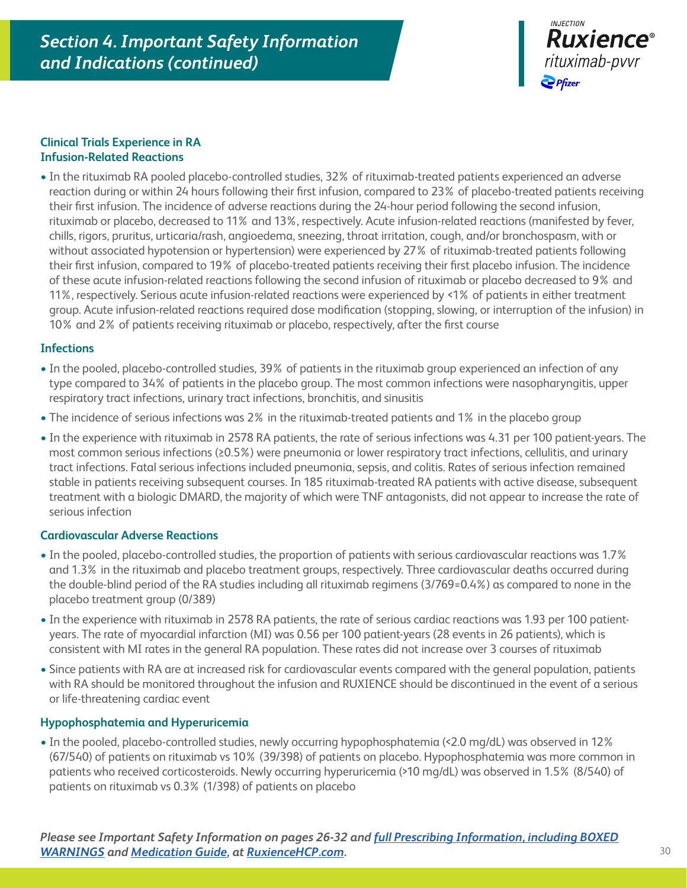## Section 4. Important Safety Information and Indications (continued)

### Clinical Trials Experience in RA

### Infusion-Related Reactions

- In the rituximab RA pooled placebo-controlled studies, 32% of rituximab-treated patients experienced an adverse reaction during or within 24 hours following their first infusion, compared to 23% of placebo-treated patients receiving their first infusion. The incidence of adverse reactions during the 24-hour period following the second infusion, rituximab or placebo, decreased to 11% and 13%, respectively. Acute infusion-related reactions (manifested by fever, chills, rigors, pruritus, urticaria/rash, angioedema, sneezing, throat irritation, cough, and/or bronchospasm, with or without associated hypotension or hypertension) were experienced by 27% of rituximab-treated patients following their first infusion, compared to 19% of placebo-treated patients receiving their first placebo infusion. The incidence of these acute infusion-related reactions following the second infusion of rituximab or placebo decreased to 9% and 11%, respectively. Serious acute infusion-related reactions were experienced by <1% of patients in either treatment group. Acute infusion-related reactions required dose modification (stopping, slowing, or interruption of the infusion) in 10% and 2% of patients receiving rituximab or placebo, respectively, after the first course

### Infections

- In the pooled, placebo-controlled studies, 39% of patients in the rituximab group experienced an infection of any type compared to 34% of patients in the placebo group. The most common infections were nasopharyngitis, upper respiratory tract infections, urinary tract infections, bronchitis, and sinusitis
- The incidence of serious infections was 2% in the rituximab-treated patients and 1% in the placebo group
- In the experience with rituximab in 2578 RA patients, the rate of serious infections was 4.31 per 100 patient-years. The most common serious infections (≥0.5%) were pneumonia or lower respiratory tract infections, cellulitis, and urinary tract infections. Fatal serious infections included pneumonia, sepsis, and colitis. Rates of serious infection remained stable in patients receiving subsequent courses. In 185 rituximab-treated RA patients with active disease, subsequent treatment with a biologic DMARD, the majority of which were TNF antagonists, did not appear to increase the rate of serious infection

### Cardiovascular Adverse Reactions

- In the pooled, placebo-controlled studies, the proportion of patients with serious cardiovascular reactions was 1.7% and 1.3% in the rituximab and placebo treatment groups, respectively. Three cardiovascular deaths occurred during the double-blind period of the RA studies including all rituximab regimens (3/769=0.4%) as compared to none in the placebo treatment group (0/389)
- In the experience with rituximab in 2578 RA patients, the rate of serious cardiac reactions was 1.93 per 100 patient-years. The rate of myocardial infarction (MI) was 0.56 per 100 patient-years (28 events in 26 patients), which is consistent with MI rates in the general RA population. These rates did not increase over 3 courses of rituximab
- Since patients with RA are at increased risk for cardiovascular events compared with the general population, patients with RA should be monitored throughout the infusion and RUXIENCE should be discontinued in the event of a serious or life-threatening cardiac event

### Hypophosphatemia and Hyperuricemia

- In the pooled, placebo-controlled studies, newly occurring hypophosphatemia (<2.0 mg/dL) was observed in 12% (67/540) of patients on rituximab vs 10% (39/398) of patients on placebo. Hypophosphatemia was more common in patients who received corticosteroids. Newly occurring hyperuricemia (>10 mg/dL) was observed in 1.5% (8/540) of patients on rituximab vs 0.3% (1/398) of patients on placebo

***Please see Important Safety Information on pages 26-32 and full Prescribing Information, including BOXED WARNINGS and Medication Guide, at RuxienceHCP.com.***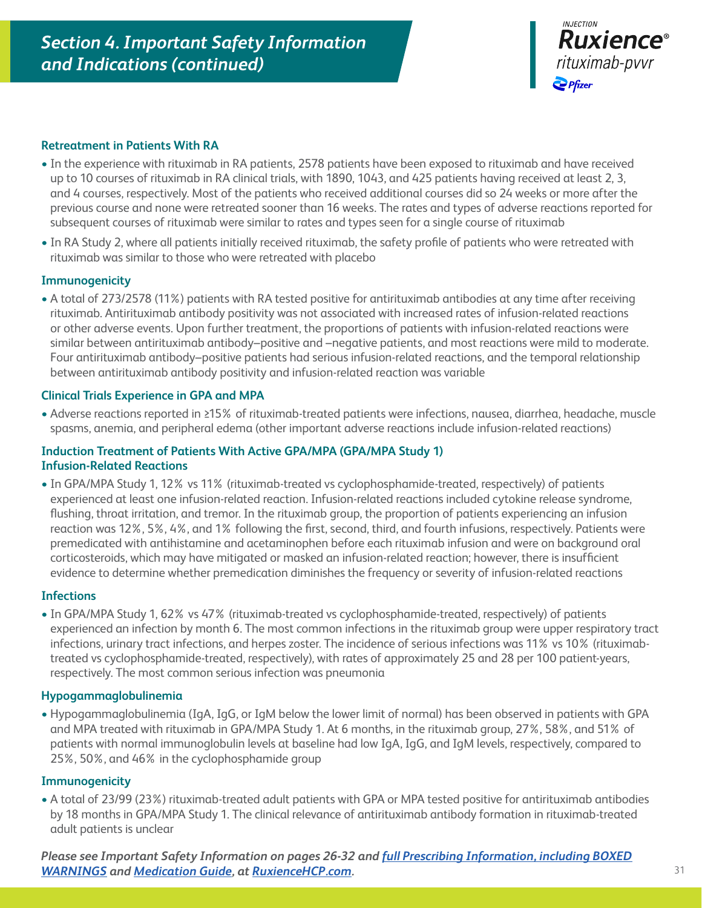## Section 4. Important Safety Information and Indications (continued)

INJECTION
**Ruxience®**
*rituximab-pvvr*
Pfizer

### Retreatment in Patients With RA

- In the experience with rituximab in RA patients, 2578 patients have been exposed to rituximab and have received up to 10 courses of rituximab in RA clinical trials, with 1890, 1043, and 425 patients having received at least 2, 3, and 4 courses, respectively. Most of the patients who received additional courses did so 24 weeks or more after the previous course and none were retreated sooner than 16 weeks. The rates and types of adverse reactions reported for subsequent courses of rituximab were similar to rates and types seen for a single course of rituximab
- In RA Study 2, where all patients initially received rituximab, the safety profile of patients who were retreated with rituximab was similar to those who were retreated with placebo

### Immunogenicity

- A total of 273/2578 (11%) patients with RA tested positive for antirituximab antibodies at any time after receiving rituximab. Antirituximab antibody positivity was not associated with increased rates of infusion-related reactions or other adverse events. Upon further treatment, the proportions of patients with infusion-related reactions were similar between antirituximab antibody–positive and –negative patients, and most reactions were mild to moderate. Four antirituximab antibody–positive patients had serious infusion-related reactions, and the temporal relationship between antirituximab antibody positivity and infusion-related reaction was variable

### Clinical Trials Experience in GPA and MPA

- Adverse reactions reported in ≥15% of rituximab-treated patients were infections, nausea, diarrhea, headache, muscle spasms, anemia, and peripheral edema (other important adverse reactions include infusion-related reactions)

### Induction Treatment of Patients With Active GPA/MPA (GPA/MPA Study 1)
### Infusion-Related Reactions

- In GPA/MPA Study 1, 12% vs 11% (rituximab-treated vs cyclophosphamide-treated, respectively) of patients experienced at least one infusion-related reaction. Infusion-related reactions included cytokine release syndrome, flushing, throat irritation, and tremor. In the rituximab group, the proportion of patients experiencing an infusion reaction was 12%, 5%, 4%, and 1% following the first, second, third, and fourth infusions, respectively. Patients were premedicated with antihistamine and acetaminophen before each rituximab infusion and were on background oral corticosteroids, which may have mitigated or masked an infusion-related reaction; however, there is insufficient evidence to determine whether premedication diminishes the frequency or severity of infusion-related reactions

### Infections

- In GPA/MPA Study 1, 62% vs 47% (rituximab-treated vs cyclophosphamide-treated, respectively) of patients experienced an infection by month 6. The most common infections in the rituximab group were upper respiratory tract infections, urinary tract infections, and herpes zoster. The incidence of serious infections was 11% vs 10% (rituximab-treated vs cyclophosphamide-treated, respectively), with rates of approximately 25 and 28 per 100 patient-years, respectively. The most common serious infection was pneumonia

### Hypogammaglobulinemia

- Hypogammaglobulinemia (IgA, IgG, or IgM below the lower limit of normal) has been observed in patients with GPA and MPA treated with rituximab in GPA/MPA Study 1. At 6 months, in the rituximab group, 27%, 58%, and 51% of patients with normal immunoglobulin levels at baseline had low IgA, IgG, and IgM levels, respectively, compared to 25%, 50%, and 46% in the cyclophosphamide group

### Immunogenicity

- A total of 23/99 (23%) rituximab-treated adult patients with GPA or MPA tested positive for antirituximab antibodies by 18 months in GPA/MPA Study 1. The clinical relevance of antirituximab antibody formation in rituximab-treated adult patients is unclear

***Please see Important Safety Information on pages 26-32 and full Prescribing Information, including BOXED WARNINGS and Medication Guide, at RuxienceHCP.com.***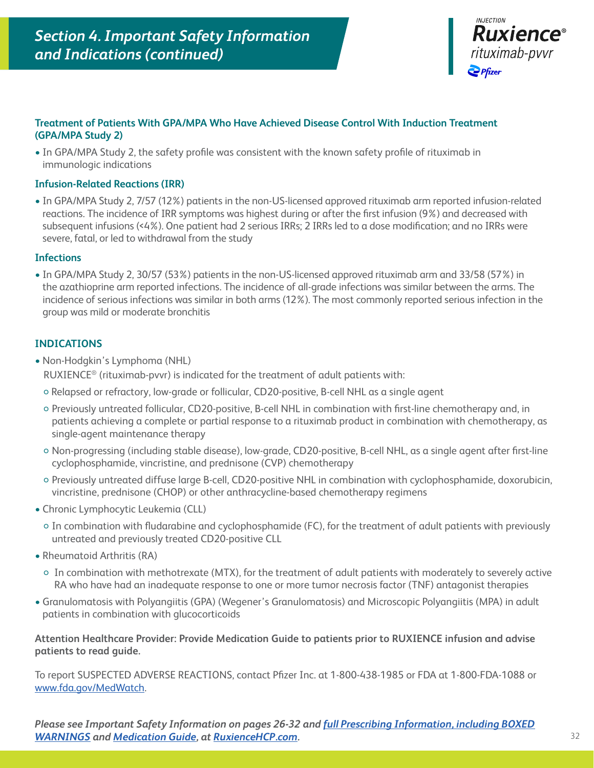# *Section 4. Important Safety Information and Indications (continued)*

### Treatment of Patients With GPA/MPA Who Have Achieved Disease Control With Induction Treatment (GPA/MPA Study 2)

- In GPA/MPA Study 2, the safety profile was consistent with the known safety profile of rituximab in immunologic indications

### Infusion-Related Reactions (IRR)

- In GPA/MPA Study 2, 7/57 (12%) patients in the non-US-licensed approved rituximab arm reported infusion-related reactions. The incidence of IRR symptoms was highest during or after the first infusion (9%) and decreased with subsequent infusions (<4%). One patient had 2 serious IRRs; 2 IRRs led to a dose modification; and no IRRs were severe, fatal, or led to withdrawal from the study

### Infections

- In GPA/MPA Study 2, 30/57 (53%) patients in the non-US-licensed approved rituximab arm and 33/58 (57%) in the azathioprine arm reported infections. The incidence of all-grade infections was similar between the arms. The incidence of serious infections was similar in both arms (12%). The most commonly reported serious infection in the group was mild or moderate bronchitis

## INDICATIONS

- Non-Hodgkin's Lymphoma (NHL)
  RUXIENCE® (rituximab-pvvr) is indicated for the treatment of adult patients with:
  - Relapsed or refractory, low-grade or follicular, CD20-positive, B-cell NHL as a single agent
  - Previously untreated follicular, CD20-positive, B-cell NHL in combination with first-line chemotherapy and, in patients achieving a complete or partial response to a rituximab product in combination with chemotherapy, as single-agent maintenance therapy
  - Non-progressing (including stable disease), low-grade, CD20-positive, B-cell NHL, as a single agent after first-line cyclophosphamide, vincristine, and prednisone (CVP) chemotherapy
  - Previously untreated diffuse large B-cell, CD20-positive NHL in combination with cyclophosphamide, doxorubicin, vincristine, prednisone (CHOP) or other anthracycline-based chemotherapy regimens
- Chronic Lymphocytic Leukemia (CLL)
  - In combination with fludarabine and cyclophosphamide (FC), for the treatment of adult patients with previously untreated and previously treated CD20-positive CLL
- Rheumatoid Arthritis (RA)
  - In combination with methotrexate (MTX), for the treatment of adult patients with moderately to severely active RA who have had an inadequate response to one or more tumor necrosis factor (TNF) antagonist therapies
- Granulomatosis with Polyangiitis (GPA) (Wegener's Granulomatosis) and Microscopic Polyangiitis (MPA) in adult patients in combination with glucocorticoids

**Attention Healthcare Provider: Provide Medication Guide to patients prior to RUXIENCE infusion and advise patients to read guide.**

To report SUSPECTED ADVERSE REACTIONS, contact Pfizer Inc. at 1-800-438-1985 or FDA at 1-800-FDA-1088 or www.fda.gov/MedWatch.

***Please see Important Safety Information on pages 26-32 and full Prescribing Information, including BOXED WARNINGS and Medication Guide, at RuxienceHCP.com.***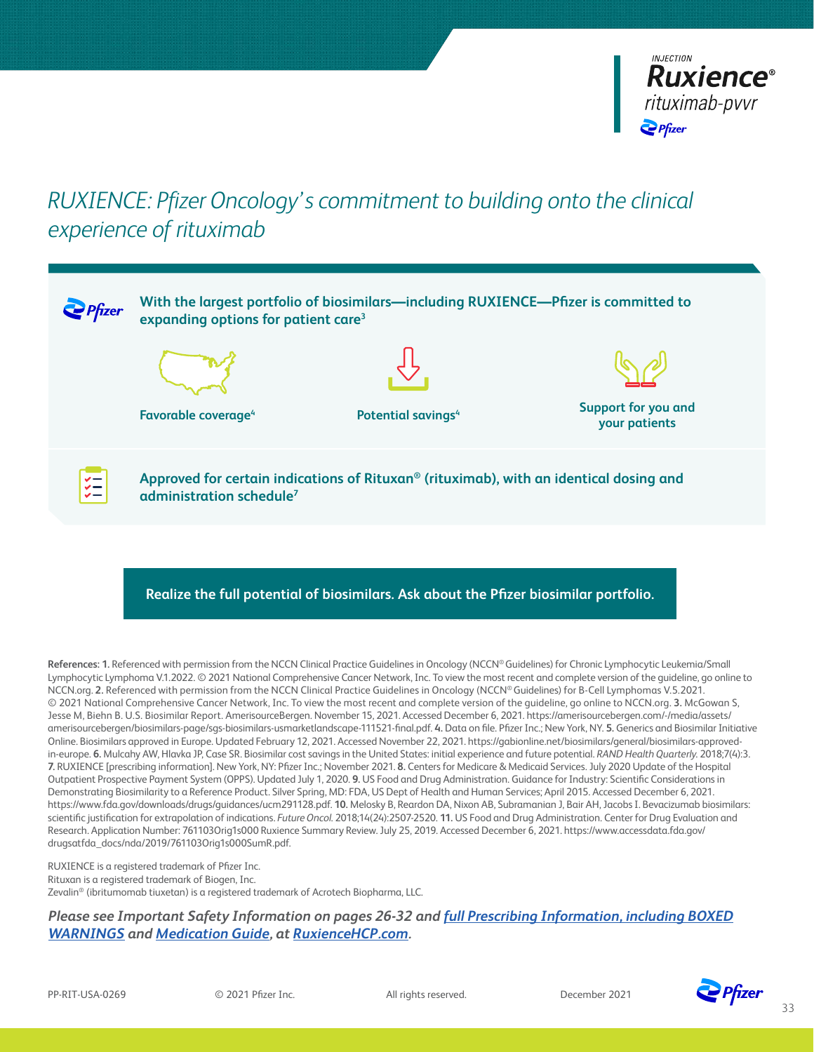INJECTION
**Ruxience®**
rituximab-pvvr

# *RUXIENCE: Pfizer Oncology's commitment to building onto the clinical experience of rituximab*

**With the largest portfolio of biosimilars—including RUXIENCE—Pfizer is committed to expanding options for patient care[3]**

**Favorable coverage[4]**

**Potential savings[4]**

**Support for you and your patients**

**Approved for certain indications of Rituxan® (rituximab), with an identical dosing and administration schedule[7]**

**Realize the full potential of biosimilars. Ask about the Pfizer biosimilar portfolio.**

**References: 1.** Referenced with permission from the NCCN Clinical Practice Guidelines in Oncology (NCCN® Guidelines) for Chronic Lymphocytic Leukemia/Small Lymphocytic Lymphoma V.1.2022. © 2021 National Comprehensive Cancer Network, Inc. To view the most recent and complete version of the guideline, go online to NCCN.org. **2.** Referenced with permission from the NCCN Clinical Practice Guidelines in Oncology (NCCN® Guidelines) for B-Cell Lymphomas V.5.2021. © 2021 National Comprehensive Cancer Network, Inc. To view the most recent and complete version of the guideline, go online to NCCN.org. **3.** McGowan S, Jesse M, Biehn B. U.S. Biosimilar Report. AmerisourceBergen. November 15, 2021. Accessed December 6, 2021. https://amerisourcebergen.com/-/media/assets/amerisourcebergen/biosimilars-page/sgs-biosimilars-usmarketlandscape-111521-final.pdf. **4.** Data on file. Pfizer Inc.; New York, NY. **5.** Generics and Biosimilar Initiative Online. Biosimilars approved in Europe. Updated February 12, 2021. Accessed November 22, 2021. https://gabionline.net/biosimilars/general/biosimilars-approved-in-europe. **6.** Mulcahy AW, Hlavka JP, Case SR. Biosimilar cost savings in the United States: initial experience and future potential. *RAND Health Quarterly.* 2018;7(4):3. **7.** RUXIENCE [prescribing information]. New York, NY: Pfizer Inc.; November 2021. **8.** Centers for Medicare & Medicaid Services. July 2020 Update of the Hospital Outpatient Prospective Payment System (OPPS). Updated July 1, 2020. **9.** US Food and Drug Administration. Guidance for Industry: Scientific Considerations in Demonstrating Biosimilarity to a Reference Product. Silver Spring, MD: FDA, US Dept of Health and Human Services; April 2015. Accessed December 6, 2021. https://www.fda.gov/downloads/drugs/guidances/ucm291128.pdf. **10.** Melosky B, Reardon DA, Nixon AB, Subramanian J, Bair AH, Jacobs I. Bevacizumab biosimilars: scientific justification for extrapolation of indications. *Future Oncol.* 2018;14(24):2507-2520. **11.** US Food and Drug Administration. Center for Drug Evaluation and Research. Application Number: 761103Orig1s000 Ruxience Summary Review. July 25, 2019. Accessed December 6, 2021. https://www.accessdata.fda.gov/drugsatfda_docs/nda/2019/761103Orig1s000SumR.pdf.

RUXIENCE is a registered trademark of Pfizer Inc.
Rituxan is a registered trademark of Biogen, Inc.
Zevalin® (ibritumomab tiuxetan) is a registered trademark of Acrotech Biopharma, LLC.

***Please see Important Safety Information on pages 26-32 and full Prescribing Information, including BOXED WARNINGS and Medication Guide, at RuxienceHCP.com.***

PP-RIT-USA-0269 © 2021 Pfizer Inc. All rights reserved. December 2021